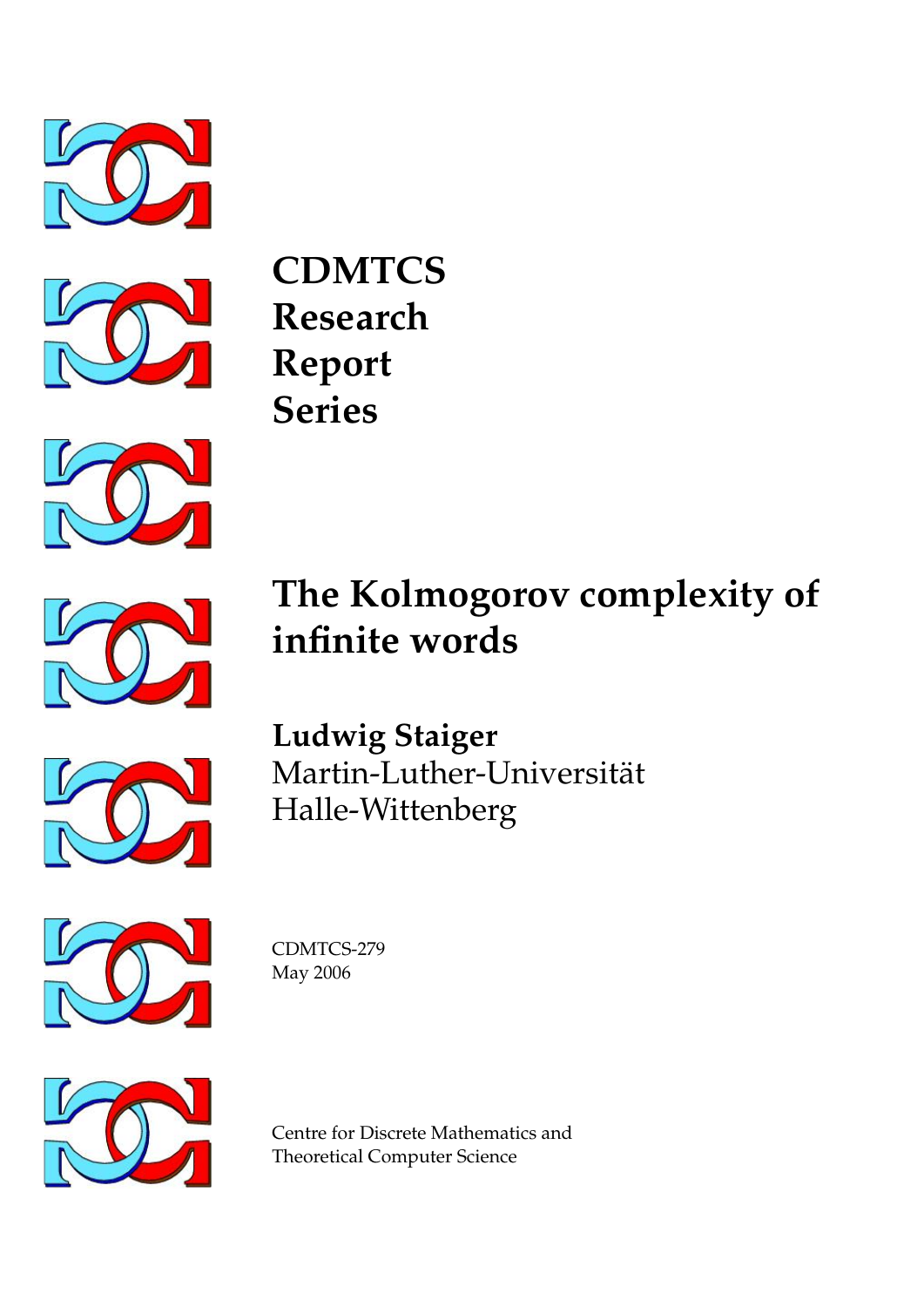**CDMTCS**
**Research**
**Report**
**Series**

# The Kolmogorov complexity of infinite words

**Ludwig Staiger**
Martin-Luther-Universität
Halle-Wittenberg

CDMTCS-279
May 2006

Centre for Discrete Mathematics and
Theoretical Computer Science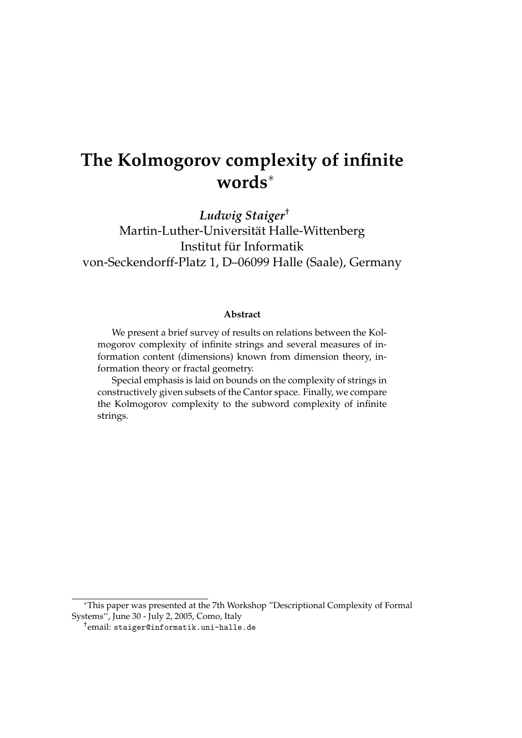# The Kolmogorov complexity of infinite words*

***Ludwig Staiger***[†]
Martin-Luther-Universität Halle-Wittenberg
Institut für Informatik
von-Seckendorff-Platz 1, D–06099 Halle (Saale), Germany

**Abstract**

We present a brief survey of results on relations between the Kolmogorov complexity of infinite strings and several measures of information content (dimensions) known from dimension theory, information theory or fractal geometry.

Special emphasis is laid on bounds on the complexity of strings in constructively given subsets of the Cantor space. Finally, we compare the Kolmogorov complexity to the subword complexity of infinite strings.

---

*This paper was presented at the 7th Workshop "Descriptional Complexity of Formal Systems", June 30 - July 2, 2005, Como, Italy

[†]email: `staiger@informatik.uni-halle.de`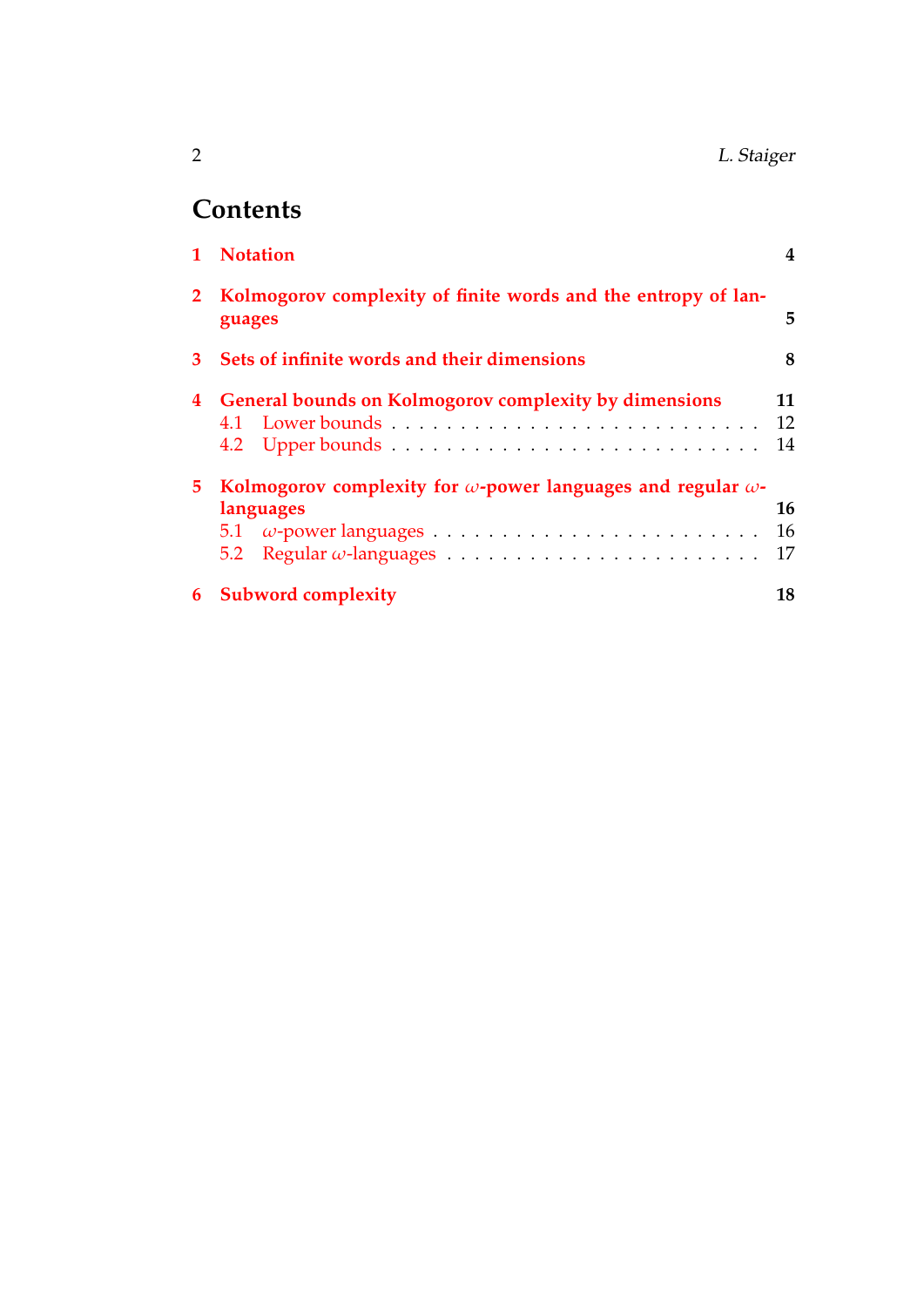# Contents

1 Notation 4

2 Kolmogorov complexity of finite words and the entropy of languages 5

3 Sets of infinite words and their dimensions 8

4 General bounds on Kolmogorov complexity by dimensions 11
- 4.1 Lower bounds . . . . . . . . . . . . . . . . . . . . . . . . . . 12
- 4.2 Upper bounds . . . . . . . . . . . . . . . . . . . . . . . . . . 14

5 Kolmogorov complexity for $\omega$-power languages and regular $\omega$-languages 16
- 5.1 $\omega$-power languages . . . . . . . . . . . . . . . . . . . . . . . . 16
- 5.2 Regular $\omega$-languages . . . . . . . . . . . . . . . . . . . . . . . 17

6 Subword complexity 18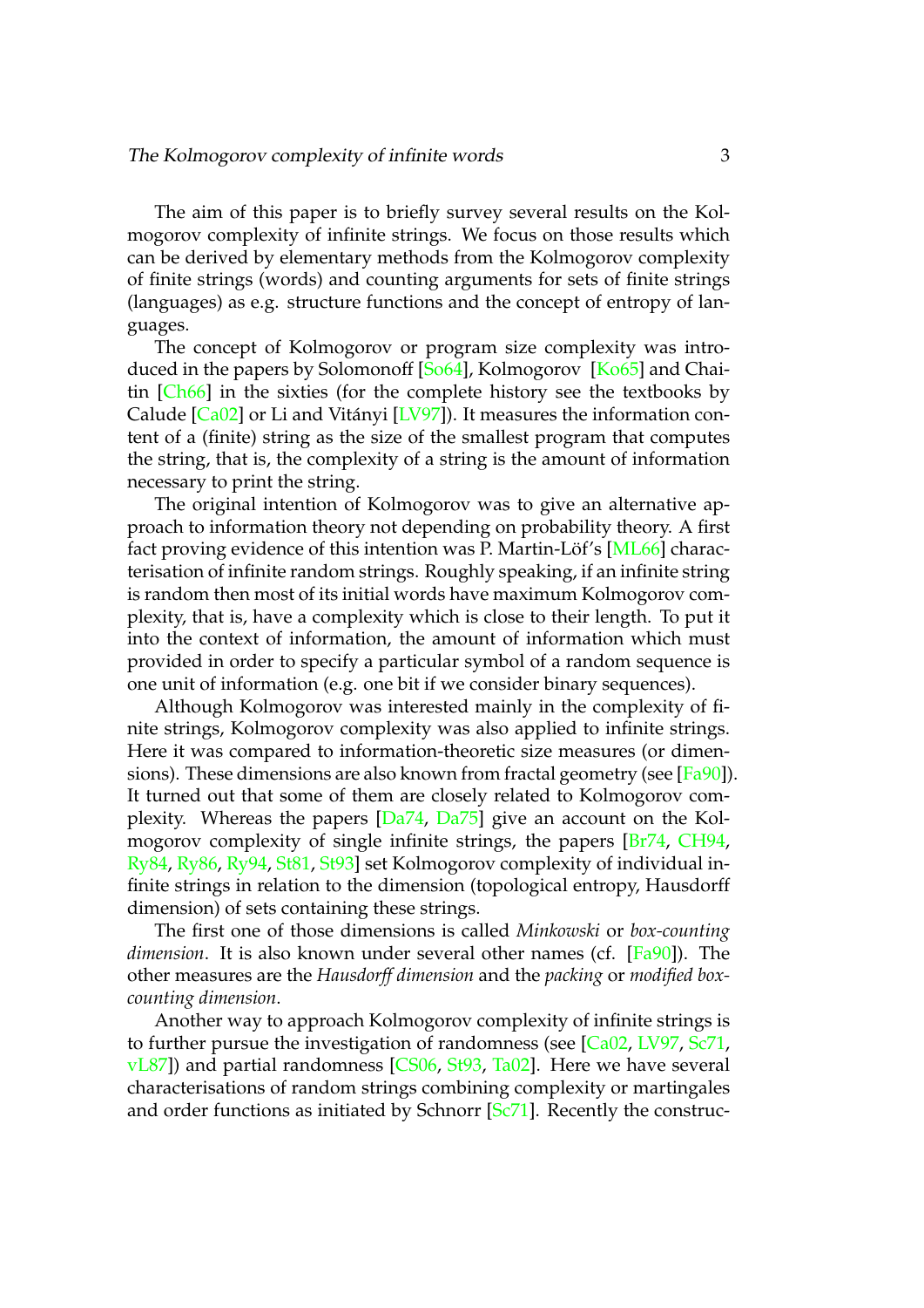The aim of this paper is to briefly survey several results on the Kolmogorov complexity of infinite strings. We focus on those results which can be derived by elementary methods from the Kolmogorov complexity of finite strings (words) and counting arguments for sets of finite strings (languages) as e.g. structure functions and the concept of entropy of languages.

The concept of Kolmogorov or program size complexity was introduced in the papers by Solomonoff [So64], Kolmogorov [Ko65] and Chaitin [Ch66] in the sixties (for the complete history see the textbooks by Calude [Ca02] or Li and Vitányi [LV97]). It measures the information content of a (finite) string as the size of the smallest program that computes the string, that is, the complexity of a string is the amount of information necessary to print the string.

The original intention of Kolmogorov was to give an alternative approach to information theory not depending on probability theory. A first fact proving evidence of this intention was P. Martin-Löf's [ML66] characterisation of infinite random strings. Roughly speaking, if an infinite string is random then most of its initial words have maximum Kolmogorov complexity, that is, have a complexity which is close to their length. To put it into the context of information, the amount of information which must provided in order to specify a particular symbol of a random sequence is one unit of information (e.g. one bit if we consider binary sequences).

Although Kolmogorov was interested mainly in the complexity of finite strings, Kolmogorov complexity was also applied to infinite strings. Here it was compared to information-theoretic size measures (or dimensions). These dimensions are also known from fractal geometry (see [Fa90]). It turned out that some of them are closely related to Kolmogorov complexity. Whereas the papers [Da74, Da75] give an account on the Kolmogorov complexity of single infinite strings, the papers [Br74, CH94, Ry84, Ry86, Ry94, St81, St93] set Kolmogorov complexity of individual infinite strings in relation to the dimension (topological entropy, Hausdorff dimension) of sets containing these strings.

The first one of those dimensions is called *Minkowski* or *box-counting dimension*. It is also known under several other names (cf. [Fa90]). The other measures are the *Hausdorff dimension* and the *packing* or *modified box-counting dimension*.

Another way to approach Kolmogorov complexity of infinite strings is to further pursue the investigation of randomness (see [Ca02, LV97, Sc71, vL87]) and partial randomness [CS06, St93, Ta02]. Here we have several characterisations of random strings combining complexity or martingales and order functions as initiated by Schnorr [Sc71]. Recently the construc-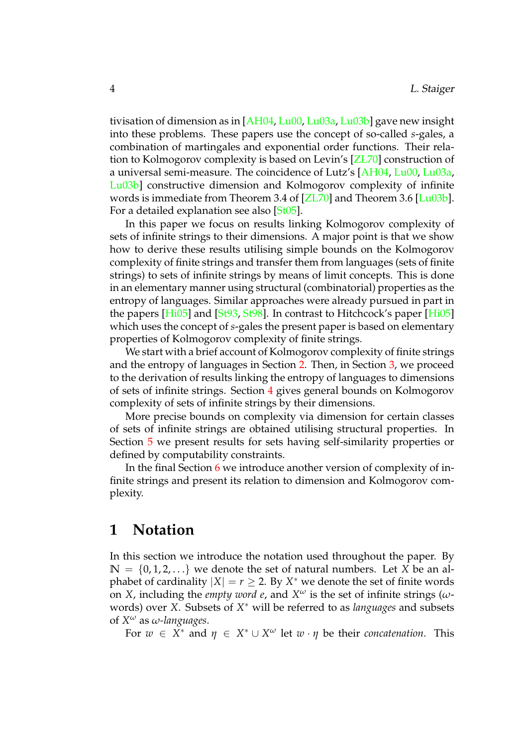tivisation of dimension as in [AH04, Lu00, Lu03a, Lu03b] gave new insight into these problems. These papers use the concept of so-called $s$-gales, a combination of martingales and exponential order functions. Their relation to Kolmogorov complexity is based on Levin's [ZL70] construction of a universal semi-measure. The coincidence of Lutz's [AH04, Lu00, Lu03a, Lu03b] constructive dimension and Kolmogorov complexity of infinite words is immediate from Theorem 3.4 of [ZL70] and Theorem 3.6 [Lu03b]. For a detailed explanation see also [St05].

In this paper we focus on results linking Kolmogorov complexity of sets of infinite strings to their dimensions. A major point is that we show how to derive these results utilising simple bounds on the Kolmogorov complexity of finite strings and transfer them from languages (sets of finite strings) to sets of infinite strings by means of limit concepts. This is done in an elementary manner using structural (combinatorial) properties as the entropy of languages. Similar approaches were already pursued in part in the papers [Hi05] and [St93, St98]. In contrast to Hitchcock's paper [Hi05] which uses the concept of $s$-gales the present paper is based on elementary properties of Kolmogorov complexity of finite strings.

We start with a brief account of Kolmogorov complexity of finite strings and the entropy of languages in Section 2. Then, in Section 3, we proceed to the derivation of results linking the entropy of languages to dimensions of sets of infinite strings. Section 4 gives general bounds on Kolmogorov complexity of sets of infinite strings by their dimensions.

More precise bounds on complexity via dimension for certain classes of sets of infinite strings are obtained utilising structural properties. In Section 5 we present results for sets having self-similarity properties or defined by computability constraints.

In the final Section 6 we introduce another version of complexity of infinite strings and present its relation to dimension and Kolmogorov complexity.

# 1 Notation

In this section we introduce the notation used throughout the paper. By $\mathbb{N} = \{0, 1, 2, \ldots\}$ we denote the set of natural numbers. Let $X$ be an alphabet of cardinality $|X| = r \geq 2$. By $X^*$ we denote the set of finite words on $X$, including the *empty word* $e$, and $X^\omega$ is the set of infinite strings ($\omega$-words) over $X$. Subsets of $X^*$ will be referred to as *languages* and subsets of $X^\omega$ as *$\omega$-languages*.

For $w \in X^*$ and $\eta \in X^* \cup X^\omega$ let $w \cdot \eta$ be their *concatenation*. This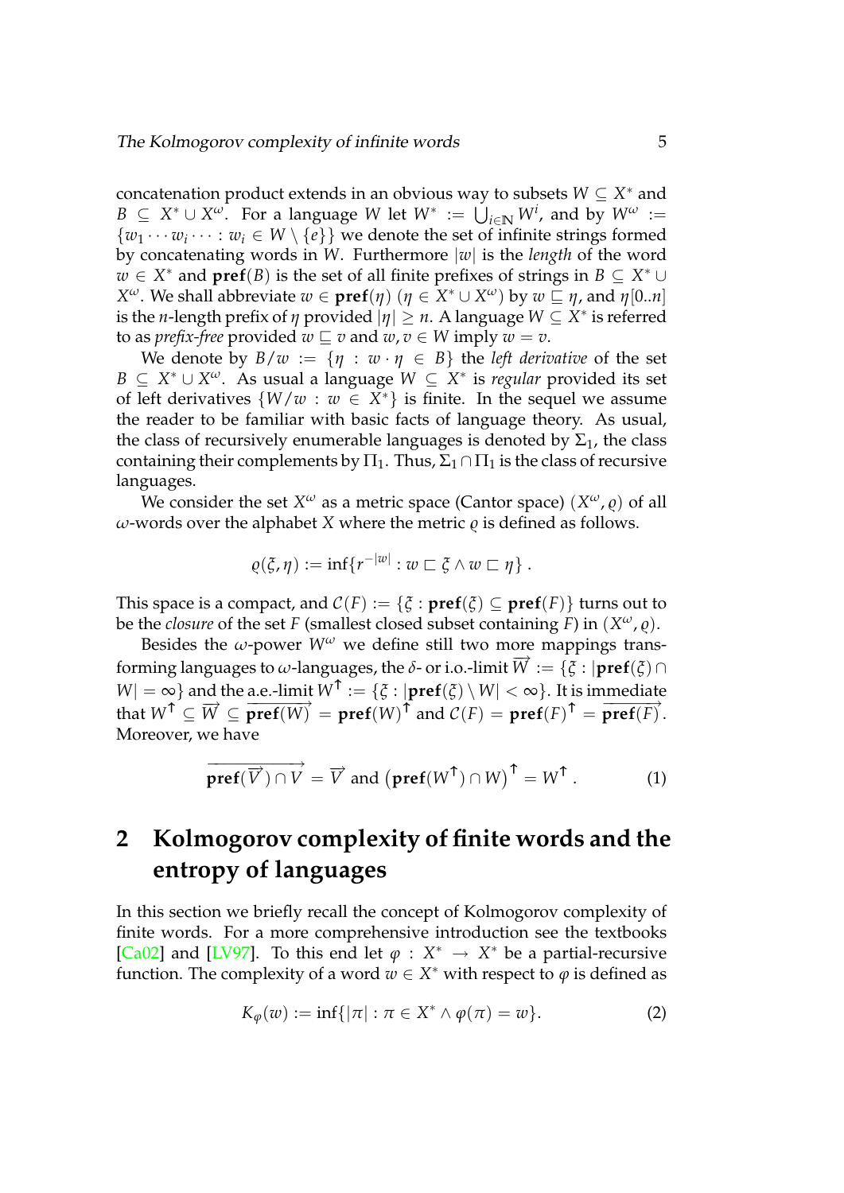concatenation product extends in an obvious way to subsets $W \subseteq X^*$ and $B \subseteq X^* \cup X^\omega$. For a language $W$ let $W^* := \bigcup_{i\in\mathbb{N}} W^i$, and by $W^\omega := \{w_1 \cdots w_i \cdots : w_i \in W \setminus \{e\}\}$ we denote the set of infinite strings formed by concatenating words in $W$. Furthermore $|w|$ is the *length* of the word $w \in X^*$ and $\mathbf{pref}(B)$ is the set of all finite prefixes of strings in $B \subseteq X^* \cup X^\omega$. We shall abbreviate $w \in \mathbf{pref}(\eta)$ ($\eta \in X^* \cup X^\omega$) by $w \sqsubseteq \eta$, and $\eta[0..n]$ is the $n$-length prefix of $\eta$ provided $|\eta| \geq n$. A language $W \subseteq X^*$ is referred to as *prefix-free* provided $w \sqsubseteq v$ and $w, v \in W$ imply $w = v$.

We denote by $B/w := \{\eta : w \cdot \eta \in B\}$ the *left derivative* of the set $B \subseteq X^* \cup X^\omega$. As usual a language $W \subseteq X^*$ is *regular* provided its set of left derivatives $\{W/w : w \in X^*\}$ is finite. In the sequel we assume the reader to be familiar with basic facts of language theory. As usual, the class of recursively enumerable languages is denoted by $\Sigma_1$, the class containing their complements by $\Pi_1$. Thus, $\Sigma_1 \cap \Pi_1$ is the class of recursive languages.

We consider the set $X^\omega$ as a metric space (Cantor space) $(X^\omega, \varrho)$ of all $\omega$-words over the alphabet $X$ where the metric $\varrho$ is defined as follows.

$$\varrho(\xi, \eta) := \inf\{r^{-|w|} : w \sqsubset \xi \wedge w \sqsubset \eta\}\,.$$

This space is a compact, and $\mathcal{C}(F) := \{\xi : \mathbf{pref}(\xi) \subseteq \mathbf{pref}(F)\}$ turns out to be the *closure* of the set $F$ (smallest closed subset containing $F$) in $(X^\omega, \varrho)$.

Besides the $\omega$-power $W^\omega$ we define still two more mappings transforming languages to $\omega$-languages, the $\delta$- or i.o.-limit $\overrightarrow{W} := \{\xi : |\mathbf{pref}(\xi) \cap W| = \infty\}$ and the a.e.-limit $W^{\uparrow} := \{\xi : |\mathbf{pref}(\xi) \setminus W| < \infty\}$. It is immediate that $W^{\uparrow} \subseteq \overrightarrow{W} \subseteq \overrightarrow{\mathbf{pref}(W)} = \mathbf{pref}(W)^{\uparrow}$ and $\mathcal{C}(F) = \mathbf{pref}(F)^{\uparrow} = \overrightarrow{\mathbf{pref}(F)}$. Moreover, we have

$$\overrightarrow{\mathbf{pref}(\overrightarrow{V}) \cap V} = \overrightarrow{V} \text{ and } \left(\mathbf{pref}(W^{\uparrow}) \cap W\right)^{\uparrow} = W^{\uparrow}\,. \tag{1}$$

## 2 Kolmogorov complexity of finite words and the entropy of languages

In this section we briefly recall the concept of Kolmogorov complexity of finite words. For a more comprehensive introduction see the textbooks [Ca02] and [LV97]. To this end let $\varphi : X^* \to X^*$ be a partial-recursive function. The complexity of a word $w \in X^*$ with respect to $\varphi$ is defined as

$$K_\varphi(w) := \inf\{|\pi| : \pi \in X^* \wedge \varphi(\pi) = w\}. \tag{2}$$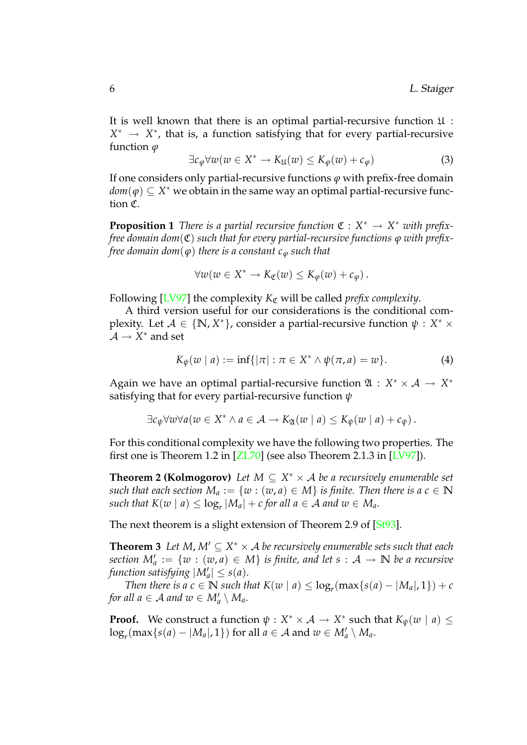It is well known that there is an optimal partial-recursive function $\mathfrak{U} : X^* \to X^*$, that is, a function satisfying that for every partial-recursive function $\varphi$

$$\exists c_\varphi \forall w (w \in X^* \to K_{\mathfrak{U}}(w) \leq K_\varphi(w) + c_\varphi) \tag{3}$$

If one considers only partial-recursive functions $\varphi$ with prefix-free domain $dom(\varphi) \subseteq X^*$ we obtain in the same way an optimal partial-recursive function $\mathfrak{C}$.

**Proposition 1** *There is a partial recursive function $\mathfrak{C} : X^* \to X^*$ with prefix-free domain $dom(\mathfrak{C})$ such that for every partial-recursive functions $\varphi$ with prefix-free domain $dom(\varphi)$ there is a constant $c_\varphi$ such that*

$$\forall w (w \in X^* \to K_{\mathfrak{C}}(w) \leq K_\varphi(w) + c_\varphi) .$$

Following [LV97] the complexity $K_{\mathfrak{C}}$ will be called *prefix complexity*.

A third version useful for our considerations is the conditional complexity. Let $\mathcal{A} \in \{\mathbb{N}, X^*\}$, consider a partial-recursive function $\psi : X^* \times \mathcal{A} \to X^*$ and set

$$K_\psi(w \mid a) := \inf\{|\pi| : \pi \in X^* \wedge \psi(\pi, a) = w\}. \tag{4}$$

Again we have an optimal partial-recursive function $\mathfrak{A} : X^* \times \mathcal{A} \to X^*$ satisfying that for every partial-recursive function $\psi$

$$\exists c_\psi \forall w \forall a (w \in X^* \wedge a \in \mathcal{A} \to K_{\mathfrak{A}}(w \mid a) \leq K_\psi(w \mid a) + c_\psi) .$$

For this conditional complexity we have the following two properties. The first one is Theorem 1.2 in [ZL70] (see also Theorem 2.1.3 in [LV97]).

**Theorem 2 (Kolmogorov)** *Let $M \subseteq X^* \times \mathcal{A}$ be a recursively enumerable set such that each section $M_a := \{w : (w, a) \in M\}$ is finite. Then there is a $c \in \mathbb{N}$ such that $K(w \mid a) \leq \log_r |M_a| + c$ for all $a \in \mathcal{A}$ and $w \in M_a$.*

The next theorem is a slight extension of Theorem 2.9 of [St93].

**Theorem 3** *Let $M, M' \subseteq X^* \times \mathcal{A}$ be recursively enumerable sets such that each section $M'_a := \{w : (w, a) \in M\}$ is finite, and let $s : \mathcal{A} \to \mathbb{N}$ be a recursive function satisfying $|M'_a| \leq s(a)$.*

*Then there is a $c \in \mathbb{N}$ such that $K(w \mid a) \leq \log_r(\max\{s(a) - |M_a|, 1\}) + c$ for all $a \in \mathcal{A}$ and $w \in M'_a \setminus M_a$.*

**Proof.** We construct a function $\psi : X^* \times \mathcal{A} \to X^*$ such that $K_\psi(w \mid a) \leq \log_r(\max\{s(a) - |M_a|, 1\})$ for all $a \in \mathcal{A}$ and $w \in M'_a \setminus M_a$.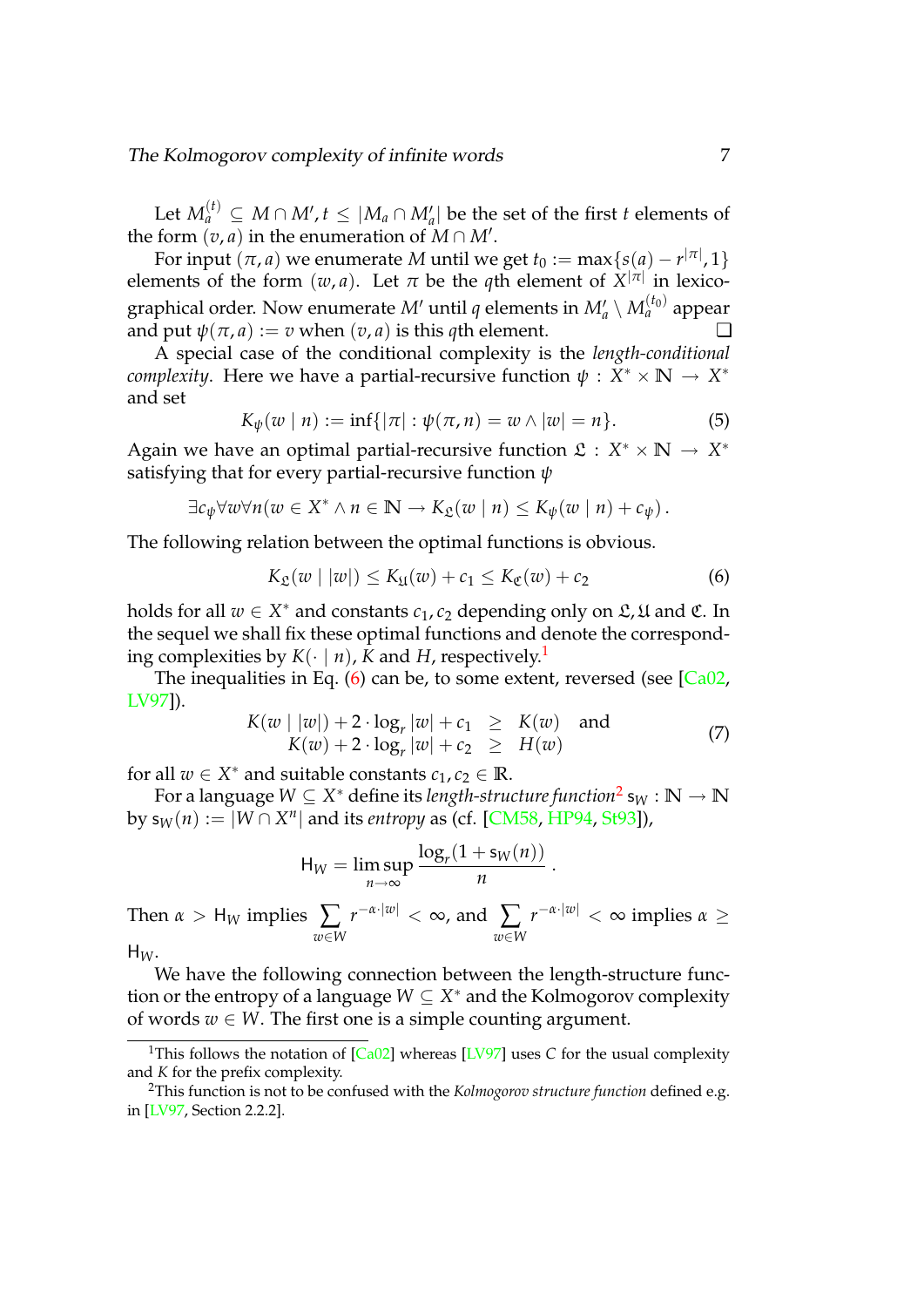Let $M_a^{(t)} \subseteq M \cap M', t \leq |M_a \cap M'_a|$ be the set of the first $t$ elements of the form $(v, a)$ in the enumeration of $M \cap M'$.

For input $(\pi, a)$ we enumerate $M$ until we get $t_0 := \max\{s(a) - r^{|\pi|}, 1\}$ elements of the form $(w, a)$. Let $\pi$ be the $q$th element of $X^{|\pi|}$ in lexicographical order. Now enumerate $M'$ until $q$ elements in $M'_a \setminus M_a^{(t_0)}$ appear and put $\psi(\pi, a) := v$ when $(v, a)$ is this $q$th element. ❑

A special case of the conditional complexity is the *length-conditional complexity*. Here we have a partial-recursive function $\psi : X^* \times \mathbb{N} \to X^*$ and set

$$K_\psi(w \mid n) := \inf\{|\pi| : \psi(\pi, n) = w \wedge |w| = n\}. \tag{5}$$

Again we have an optimal partial-recursive function $\mathfrak{L} : X^* \times \mathbb{N} \to X^*$ satisfying that for every partial-recursive function $\psi$

$$\exists c_\psi \forall w \forall n (w \in X^* \wedge n \in \mathbb{N} \to K_{\mathfrak{L}}(w \mid n) \leq K_\psi(w \mid n) + c_\psi)\,.$$

The following relation between the optimal functions is obvious.

$$K_{\mathfrak{L}}(w \mid |w|) \leq K_{\mathfrak{U}}(w) + c_1 \leq K_{\mathfrak{C}}(w) + c_2 \tag{6}$$

holds for all $w \in X^*$ and constants $c_1, c_2$ depending only on $\mathfrak{L}, \mathfrak{U}$ and $\mathfrak{C}$. In the sequel we shall fix these optimal functions and denote the corresponding complexities by $K(\cdot \mid n)$, $K$ and $H$, respectively.[1]

The inequalities in Eq. (6) can be, to some extent, reversed (see [Ca02, LV97]).

$$\begin{aligned} K(w \mid |w|) + 2 \cdot \log_r |w| + c_1 &\geq K(w) \quad \text{and} \\ K(w) + 2 \cdot \log_r |w| + c_2 &\geq H(w) \end{aligned} \tag{7}$$

for all $w \in X^*$ and suitable constants $c_1, c_2 \in \mathbb{R}$.

For a language $W \subseteq X^*$ define its *length-structure function*[2] $\mathsf{s}_W : \mathbb{N} \to \mathbb{N}$ by $\mathsf{s}_W(n) := |W \cap X^n|$ and its *entropy* as (cf. [CM58, HP94, St93]),

$$\mathsf{H}_W = \limsup_{n \to \infty} \frac{\log_r(1 + \mathsf{s}_W(n))}{n}\,.$$

Then $\alpha > \mathsf{H}_W$ implies $\sum_{w \in W} r^{-\alpha \cdot |w|} < \infty$, and $\sum_{w \in W} r^{-\alpha \cdot |w|} < \infty$ implies $\alpha \geq \mathsf{H}_W$.

We have the following connection between the length-structure function or the entropy of a language $W \subseteq X^*$ and the Kolmogorov complexity of words $w \in W$. The first one is a simple counting argument.

[1] This follows the notation of [Ca02] whereas [LV97] uses $C$ for the usual complexity and $K$ for the prefix complexity.

[2] This function is not to be confused with the *Kolmogorov structure function* defined e.g. in [LV97, Section 2.2.2].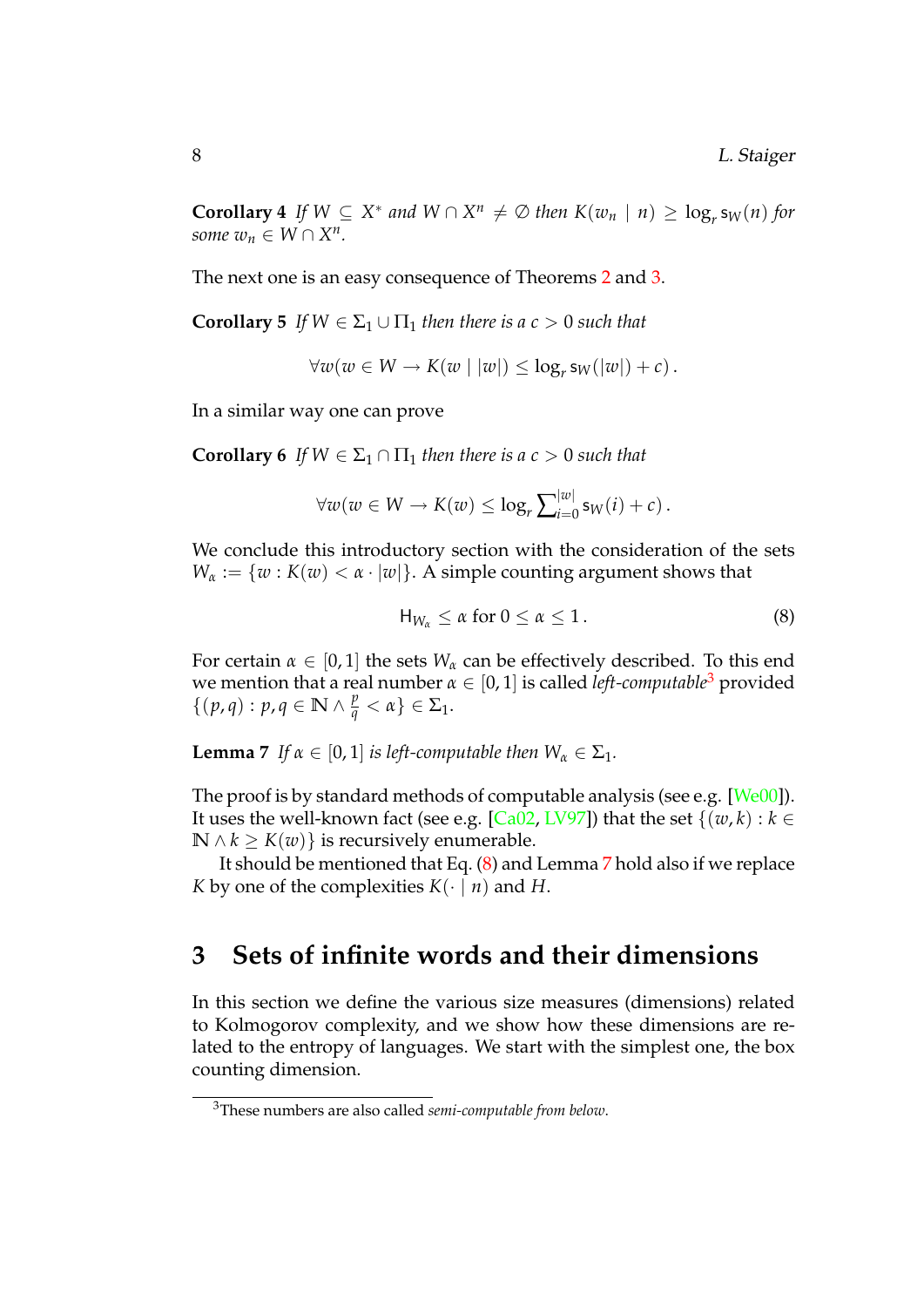**Corollary 4** *If $W \subseteq X^*$ and $W \cap X^n \neq \emptyset$ then $K(w_n \mid n) \geq \log_r \mathsf{s}_W(n)$ for some $w_n \in W \cap X^n$.*

The next one is an easy consequence of Theorems 2 and 3.

**Corollary 5** *If $W \in \Sigma_1 \cup \Pi_1$ then there is a $c > 0$ such that*

$$\forall w (w \in W \to K(w \mid |w|) \leq \log_r \mathsf{s}_W(|w|) + c)\,.$$

In a similar way one can prove

**Corollary 6** *If $W \in \Sigma_1 \cap \Pi_1$ then there is a $c > 0$ such that*

$$\forall w (w \in W \to K(w) \leq \log_r \sum_{i=0}^{|w|} \mathsf{s}_W(i) + c)\,.$$

We conclude this introductory section with the consideration of the sets $W_\alpha := \{w : K(w) < \alpha \cdot |w|\}$. A simple counting argument shows that

$$\mathsf{H}_{W_\alpha} \leq \alpha \text{ for } 0 \leq \alpha \leq 1\,. \tag{8}$$

For certain $\alpha \in [0,1]$ the sets $W_\alpha$ can be effectively described. To this end we mention that a real number $\alpha \in [0,1]$ is called *left-computable*[3] provided $\{(p,q) : p,q \in \mathbb{N} \wedge \frac{p}{q} < \alpha\} \in \Sigma_1$.

**Lemma 7** *If $\alpha \in [0,1]$ is left-computable then $W_\alpha \in \Sigma_1$.*

The proof is by standard methods of computable analysis (see e.g. [We00]). It uses the well-known fact (see e.g. [Ca02, LV97]) that the set $\{(w,k) : k \in \mathbb{N} \wedge k \geq K(w)\}$ is recursively enumerable.

It should be mentioned that Eq. (8) and Lemma 7 hold also if we replace $K$ by one of the complexities $K(\cdot \mid n)$ and $H$.

## 3 Sets of infinite words and their dimensions

In this section we define the various size measures (dimensions) related to Kolmogorov complexity, and we show how these dimensions are related to the entropy of languages. We start with the simplest one, the box counting dimension.

[3] These numbers are also called *semi-computable from below*.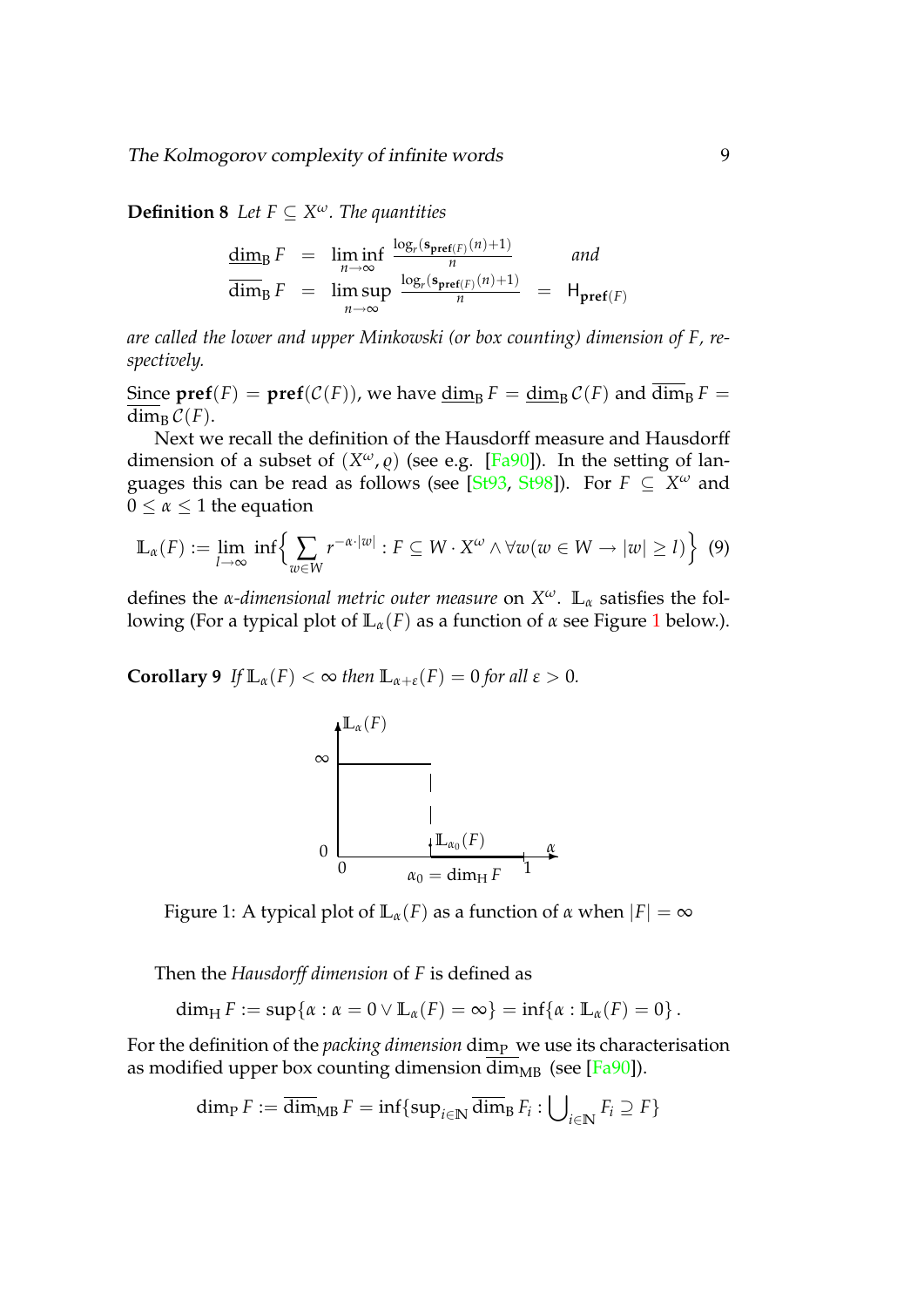**Definition 8** *Let $F \subseteq X^\omega$. The quantities*

$$\underline{\dim}_{\mathrm{B}} F = \liminf_{n\to\infty} \frac{\log_r(\mathbf{s}_{\mathbf{pref}(F)}(n)+1)}{n} \quad \text{and}$$
$$\overline{\dim}_{\mathrm{B}} F = \limsup_{n\to\infty} \frac{\log_r(\mathbf{s}_{\mathbf{pref}(F)}(n)+1)}{n} = \mathsf{H}_{\mathbf{pref}(F)}$$

*are called the lower and upper Minkowski (or box counting) dimension of $F$, respectively.*

Since $\mathbf{pref}(F) = \mathbf{pref}(\mathcal{C}(F))$, we have $\underline{\dim}_{\mathrm{B}} F = \underline{\dim}_{\mathrm{B}} \mathcal{C}(F)$ and $\overline{\dim}_{\mathrm{B}} F = \overline{\dim}_{\mathrm{B}} \mathcal{C}(F)$.

Next we recall the definition of the Hausdorff measure and Hausdorff dimension of a subset of $(X^\omega, \varrho)$ (see e.g. [Fa90]). In the setting of languages this can be read as follows (see [St93, St98]). For $F \subseteq X^\omega$ and $0 \leq \alpha \leq 1$ the equation

$$\mathbb{L}_\alpha(F) := \lim_{l\to\infty} \inf\Big\{ \sum_{w\in W} r^{-\alpha\cdot|w|} : F \subseteq W\cdot X^\omega \wedge \forall w (w\in W \to |w| \geq l)\Big\} \quad (9)$$

defines the *$\alpha$-dimensional metric outer measure* on $X^\omega$. $\mathbb{L}_\alpha$ satisfies the following (For a typical plot of $\mathbb{L}_\alpha(F)$ as a function of $\alpha$ see Figure 1 below.).

**Corollary 9** *If $\mathbb{L}_\alpha(F) < \infty$ then $\mathbb{L}_{\alpha+\varepsilon}(F) = 0$ for all $\varepsilon > 0$.*

Figure 1: A typical plot of $\mathbb{L}_\alpha(F)$ as a function of $\alpha$ when $|F| = \infty$

Then the *Hausdorff dimension* of $F$ is defined as

$$\dim_{\mathrm{H}} F := \sup\{\alpha : \alpha = 0 \vee \mathbb{L}_\alpha(F) = \infty\} = \inf\{\alpha : \mathbb{L}_\alpha(F) = 0\}.$$

For the definition of the *packing dimension* $\dim_{\mathrm{P}}$ we use its characterisation as modified upper box counting dimension $\overline{\dim}_{\mathrm{MB}}$ (see [Fa90]).

$$\dim_{\mathrm{P}} F := \overline{\dim}_{\mathrm{MB}} F = \inf\{\sup_{i\in\mathbb{N}} \overline{\dim}_{\mathrm{B}} F_i : \bigcup_{i\in\mathbb{N}} F_i \supseteq F\}$$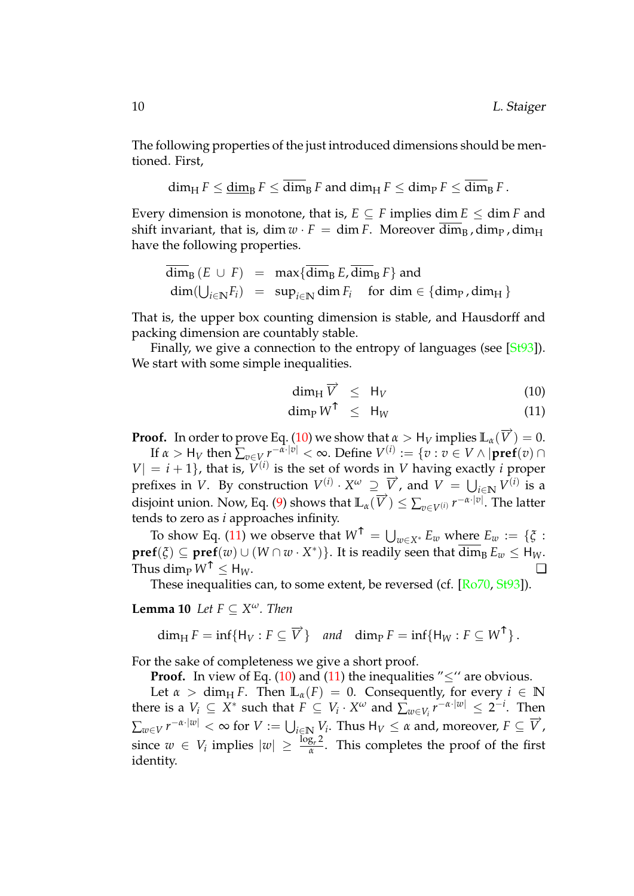The following properties of the just introduced dimensions should be mentioned. First,

$$\dim_{\mathrm{H}} F \leq \underline{\dim}_{\mathrm{B}} F \leq \overline{\dim}_{\mathrm{B}} F \text{ and } \dim_{\mathrm{H}} F \leq \dim_{\mathrm{P}} F \leq \overline{\dim}_{\mathrm{B}} F \,.$$

Every dimension is monotone, that is, $E \subseteq F$ implies $\dim E \leq \dim F$ and shift invariant, that is, $\dim w \cdot F = \dim F$. Moreover $\overline{\dim}_{\mathrm{B}}, \dim_{\mathrm{P}}, \dim_{\mathrm{H}}$ have the following properties.

$$\begin{aligned}
\overline{\dim}_{\mathrm{B}}\,(E \cup F) &= \max\{\overline{\dim}_{\mathrm{B}}\, E, \overline{\dim}_{\mathrm{B}}\, F\} \text{ and}\\
\dim(\textstyle\bigcup_{i\in\mathbb{N}} F_i) &= \sup_{i\in\mathbb{N}} \dim F_i \quad \text{for } \dim \in \{\dim_{\mathrm{P}}, \dim_{\mathrm{H}}\}
\end{aligned}$$

That is, the upper box counting dimension is stable, and Hausdorff and packing dimension are countably stable.

Finally, we give a connection to the entropy of languages (see [St93]). We start with some simple inequalities.

$$\dim_{\mathrm{H}} \overrightarrow{V} \leq \mathsf{H}_V \tag{10}$$

$$\dim_{\mathrm{P}} W^{\uparrow} \leq \mathsf{H}_W \tag{11}$$

**Proof.** In order to prove Eq. (10) we show that $\alpha > \mathsf{H}_V$ implies $\mathbb{L}_\alpha(\overrightarrow{V}) = 0$.

If $\alpha > \mathsf{H}_V$ then $\sum_{v\in V} r^{-\alpha\cdot|v|} < \infty$. Define $V^{(i)} := \{v : v \in V \wedge |\mathbf{pref}(v) \cap V| = i+1\}$, that is, $V^{(i)}$ is the set of words in $V$ having exactly $i$ proper prefixes in $V$. By construction $V^{(i)} \cdot X^\omega \supseteq \overrightarrow{V}$, and $V = \bigcup_{i\in\mathbb{N}} V^{(i)}$ is a disjoint union. Now, Eq. (9) shows that $\mathbb{L}_\alpha(\overrightarrow{V}) \leq \sum_{v\in V^{(i)}} r^{-\alpha\cdot|v|}$. The latter tends to zero as $i$ approaches infinity.

To show Eq. (11) we observe that $W^{\uparrow} = \bigcup_{w\in X^*} E_w$ where $E_w := \{\xi : \mathbf{pref}(\xi) \subseteq \mathbf{pref}(w) \cup (W \cap w \cdot X^*)\}$. It is readily seen that $\overline{\dim}_{\mathrm{B}}\, E_w \leq \mathsf{H}_W$. Thus $\dim_{\mathrm{P}} W^{\uparrow} \leq \mathsf{H}_W$. ❑

These inequalities can, to some extent, be reversed (cf. [Ro70, St93]).

**Lemma 10** *Let $F \subseteq X^\omega$. Then*

$$\dim_{\mathrm{H}} F = \inf\{\mathsf{H}_V : F \subseteq \overrightarrow{V}\} \quad \textit{and} \quad \dim_{\mathrm{P}} F = \inf\{\mathsf{H}_W : F \subseteq W^{\uparrow}\}\,.$$

For the sake of completeness we give a short proof.

**Proof.** In view of Eq. (10) and (11) the inequalities "$\leq$" are obvious.

Let $\alpha > \dim_{\mathrm{H}} F$. Then $\mathbb{L}_\alpha(F) = 0$. Consequently, for every $i \in \mathbb{N}$ there is a $V_i \subseteq X^*$ such that $F \subseteq V_i \cdot X^\omega$ and $\sum_{w\in V_i} r^{-\alpha\cdot|w|} \leq 2^{-i}$. Then $\sum_{w\in V} r^{-\alpha\cdot|w|} < \infty$ for $V := \bigcup_{i\in\mathbb{N}} V_i$. Thus $\mathsf{H}_V \leq \alpha$ and, moreover, $F \subseteq \overrightarrow{V}$, since $w \in V_i$ implies $|w| \geq \frac{\log_r 2}{\alpha}$. This completes the proof of the first identity.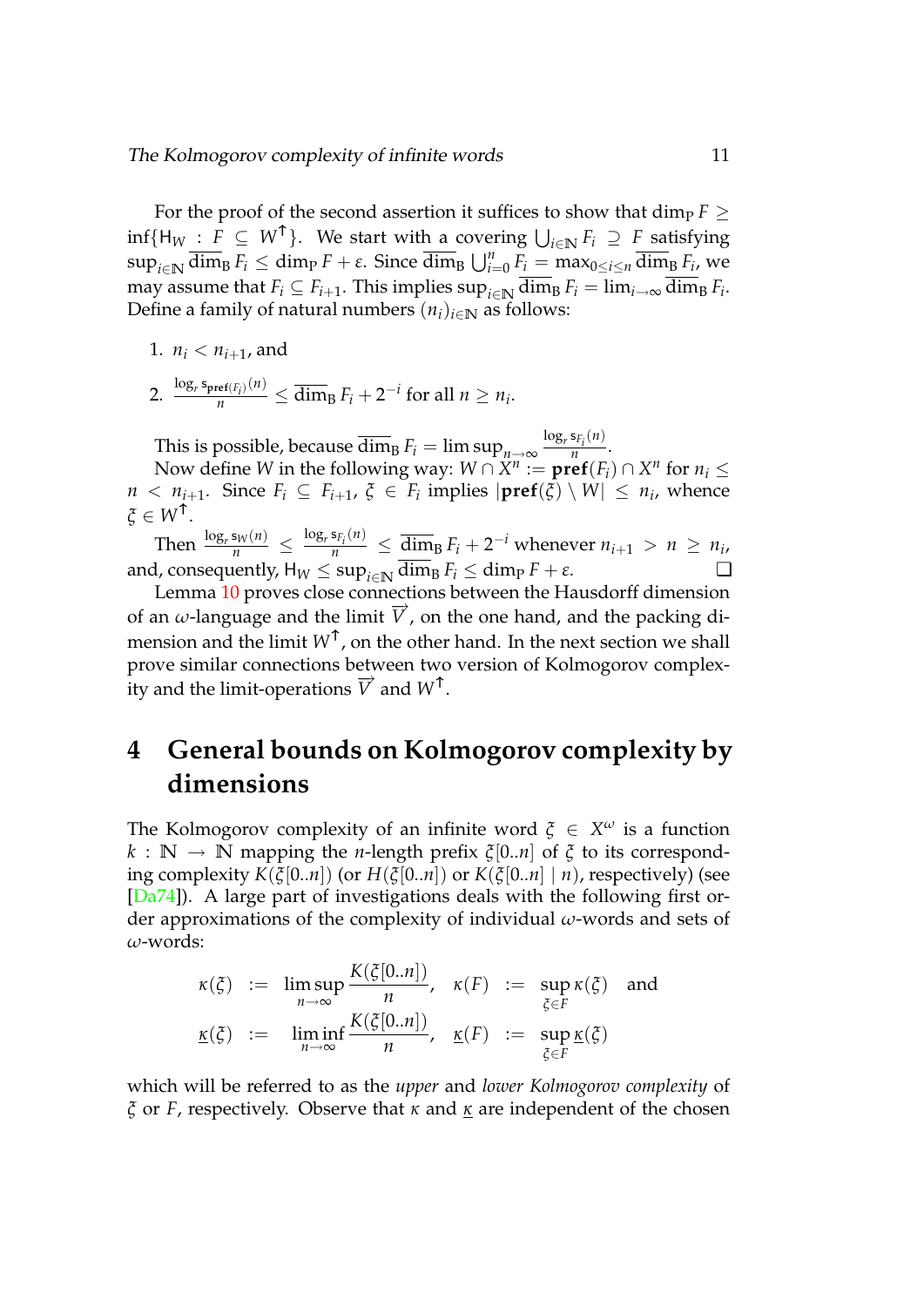For the proof of the second assertion it suffices to show that $\dim_{\mathrm{P}} F \geq \inf\{\mathsf{H}_W : F \subseteq W^{\uparrow}\}$. We start with a covering $\bigcup_{i\in\mathbb{N}} F_i \supseteq F$ satisfying $\sup_{i\in\mathbb{N}} \overline{\dim}_{\mathrm{B}} F_i \leq \dim_{\mathrm{P}} F + \varepsilon$. Since $\overline{\dim}_{\mathrm{B}} \bigcup_{i=0}^{n} F_i = \max_{0\leq i\leq n} \overline{\dim}_{\mathrm{B}} F_i$, we may assume that $F_i \subseteq F_{i+1}$. This implies $\sup_{i\in\mathbb{N}} \overline{\dim}_{\mathrm{B}} F_i = \lim_{i\to\infty} \overline{\dim}_{\mathrm{B}} F_i$. Define a family of natural numbers $(n_i)_{i\in\mathbb{N}}$ as follows:

1. $n_i < n_{i+1}$, and
2. $\frac{\log_r \mathsf{s}_{\mathbf{pref}(F_i)}(n)}{n} \leq \overline{\dim}_{\mathrm{B}} F_i + 2^{-i}$ for all $n \geq n_i$.

This is possible, because $\overline{\dim}_{\mathrm{B}} F_i = \limsup_{n\to\infty} \frac{\log_r \mathsf{s}_{F_i}(n)}{n}$.

Now define $W$ in the following way: $W \cap X^n := \mathbf{pref}(F_i) \cap X^n$ for $n_i \leq n < n_{i+1}$. Since $F_i \subseteq F_{i+1}$, $\xi \in F_i$ implies $|\mathbf{pref}(\xi) \setminus W| \leq n_i$, whence $\xi \in W^{\uparrow}$.

Then $\frac{\log_r \mathsf{s}_W(n)}{n} \leq \frac{\log_r \mathsf{s}_{F_i}(n)}{n} \leq \overline{\dim}_{\mathrm{B}} F_i + 2^{-i}$ whenever $n_{i+1} > n \geq n_i$, and, consequently, $\mathsf{H}_W \leq \sup_{i\in\mathbb{N}} \overline{\dim}_{\mathrm{B}} F_i \leq \dim_{\mathrm{P}} F + \varepsilon$. ❑

Lemma 10 proves close connections between the Hausdorff dimension of an $\omega$-language and the limit $\overrightarrow{V}$, on the one hand, and the packing dimension and the limit $W^{\uparrow}$, on the other hand. In the next section we shall prove similar connections between two version of Kolmogorov complexity and the limit-operations $\overrightarrow{V}$ and $W^{\uparrow}$.

# 4 General bounds on Kolmogorov complexity by dimensions

The Kolmogorov complexity of an infinite word $\xi \in X^\omega$ is a function $k : \mathbb{N} \to \mathbb{N}$ mapping the $n$-length prefix $\xi[0..n]$ of $\xi$ to its corresponding complexity $K(\xi[0..n])$ (or $H(\xi[0..n])$ or $K(\xi[0..n] \mid n)$, respectively) (see [Da74]). A large part of investigations deals with the following first order approximations of the complexity of individual $\omega$-words and sets of $\omega$-words:

$$
\begin{aligned}
\kappa(\xi) &:= \limsup_{n\to\infty} \frac{K(\xi[0..n])}{n}, \quad \kappa(F) := \sup_{\xi\in F} \kappa(\xi) \quad \text{and} \\
\underline{\kappa}(\xi) &:= \liminf_{n\to\infty} \frac{K(\xi[0..n])}{n}, \quad \underline{\kappa}(F) := \sup_{\xi\in F} \underline{\kappa}(\xi)
\end{aligned}
$$

which will be referred to as the *upper* and *lower Kolmogorov complexity* of $\xi$ or $F$, respectively. Observe that $\kappa$ and $\underline{\kappa}$ are independent of the chosen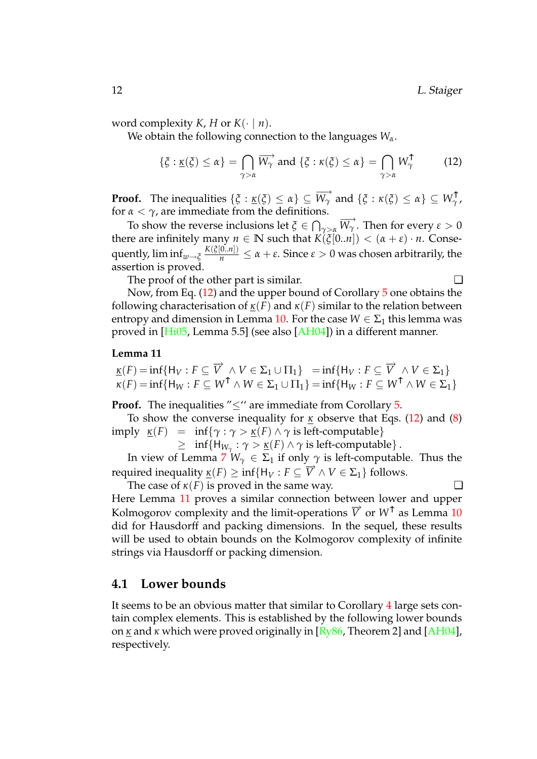word complexity $K$, $H$ or $K(\cdot \mid n)$.

We obtain the following connection to the languages $W_\alpha$.

$$\{\xi : \underline{\kappa}(\xi) \leq \alpha\} = \bigcap_{\gamma > \alpha} \overrightarrow{W_\gamma} \text{ and } \{\xi : \kappa(\xi) \leq \alpha\} = \bigcap_{\gamma > \alpha} W_\gamma^{\uparrow} \tag{12}$$

**Proof.** The inequalities $\{\xi : \underline{\kappa}(\xi) \leq \alpha\} \subseteq \overrightarrow{W_\gamma}$ and $\{\xi : \kappa(\xi) \leq \alpha\} \subseteq W_\gamma^{\uparrow}$, for $\alpha < \gamma$, are immediate from the definitions.

To show the reverse inclusions let $\xi \in \bigcap_{\gamma > \alpha} \overrightarrow{W_\gamma}$. Then for every $\varepsilon > 0$ there are infinitely many $n \in \mathbb{N}$ such that $K(\xi[0..n]) < (\alpha + \varepsilon) \cdot n$. Consequently, $\liminf_{w \to \xi} \frac{K(\xi[0..n])}{n} \leq \alpha + \varepsilon$. Since $\varepsilon > 0$ was chosen arbitrarily, the assertion is proved.

The proof of the other part is similar. ❑

Now, from Eq. (12) and the upper bound of Corollary 5 one obtains the following characterisation of $\underline{\kappa}(F)$ and $\kappa(F)$ similar to the relation between entropy and dimension in Lemma 10. For the case $W \in \Sigma_1$ this lemma was proved in [Hi05, Lemma 5.5] (see also [AH04]) in a different manner.

**Lemma 11**

$$\underline{\kappa}(F) = \inf\{\mathsf{H}_V : F \subseteq \overrightarrow{V} \wedge V \in \Sigma_1 \cup \Pi_1\} = \inf\{\mathsf{H}_V : F \subseteq \overrightarrow{V} \wedge V \in \Sigma_1\}$$
$$\kappa(F) = \inf\{\mathsf{H}_W : F \subseteq W^{\uparrow} \wedge W \in \Sigma_1 \cup \Pi_1\} = \inf\{\mathsf{H}_W : F \subseteq W^{\uparrow} \wedge W \in \Sigma_1\}$$

**Proof.** The inequalities "$\leq$" are immediate from Corollary 5.

To show the converse inequality for $\underline{\kappa}$ observe that Eqs. (12) and (8) imply

$$\begin{aligned}\underline{\kappa}(F) &= \inf\{\gamma : \gamma > \underline{\kappa}(F) \wedge \gamma \text{ is left-computable}\}\\ &\geq \inf\{\mathsf{H}_{W_\gamma} : \gamma > \underline{\kappa}(F) \wedge \gamma \text{ is left-computable}\}.\end{aligned}$$

In view of Lemma 7 $W_\gamma \in \Sigma_1$ if only $\gamma$ is left-computable. Thus the required inequality $\underline{\kappa}(F) \geq \inf\{\mathsf{H}_V : F \subseteq \overrightarrow{V} \wedge V \in \Sigma_1\}$ follows.

The case of $\kappa(F)$ is proved in the same way. ❑

Here Lemma 11 proves a similar connection between lower and upper Kolmogorov complexity and the limit-operations $\overrightarrow{V}$ or $W^{\uparrow}$ as Lemma 10 did for Hausdorff and packing dimensions. In the sequel, these results will be used to obtain bounds on the Kolmogorov complexity of infinite strings via Hausdorff or packing dimension.

## 4.1 Lower bounds

It seems to be an obvious matter that similar to Corollary 4 large sets contain complex elements. This is established by the following lower bounds on $\underline{\kappa}$ and $\kappa$ which were proved originally in [Ry86, Theorem 2] and [AH04], respectively.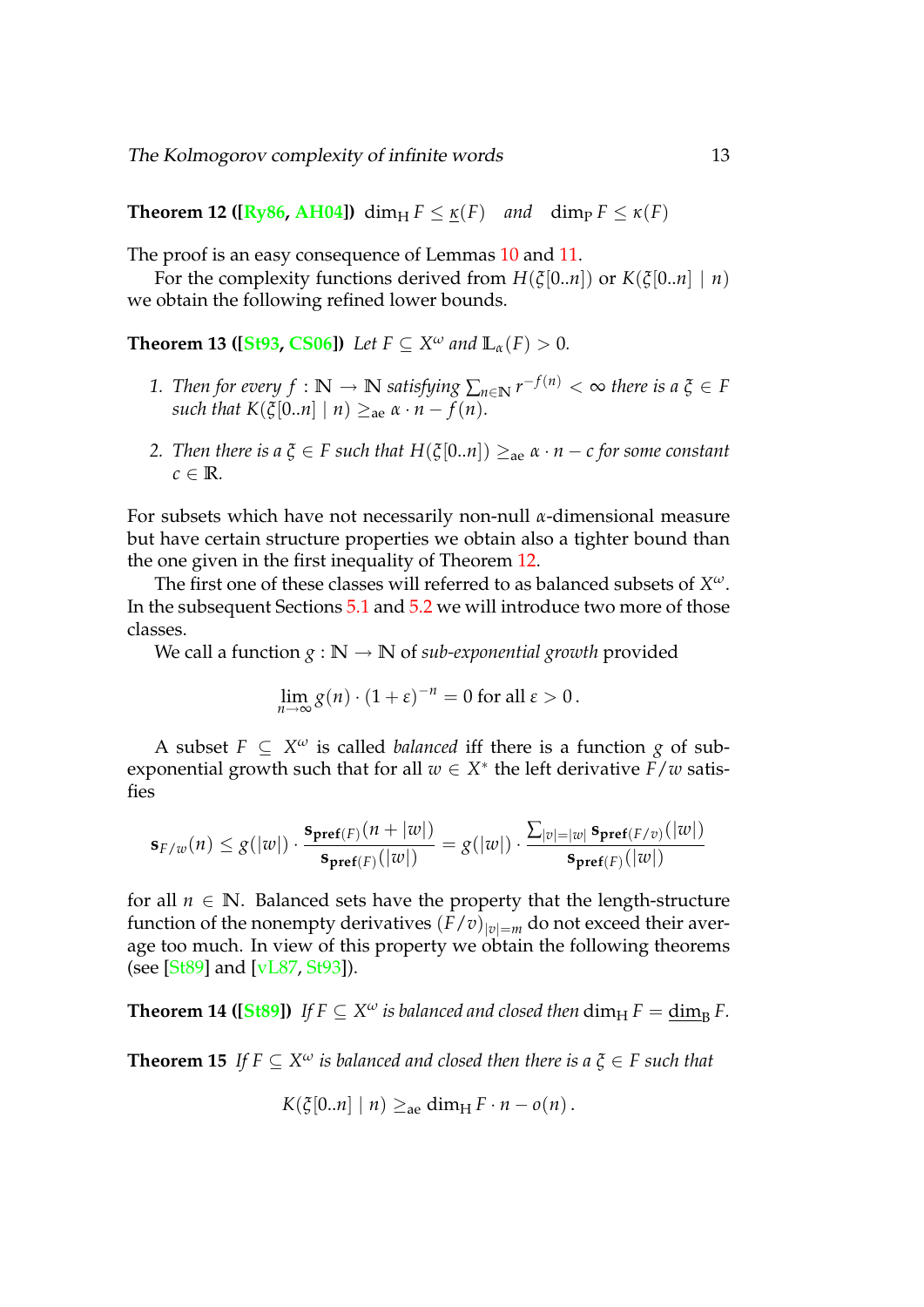**Theorem 12 ([Ry86, AH04])** $\dim_{\mathrm{H}} F \leq \underline{\kappa}(F)$ *and* $\dim_{\mathrm{P}} F \leq \kappa(F)$

The proof is an easy consequence of Lemmas 10 and 11.

For the complexity functions derived from $H(\xi[0..n])$ or $K(\xi[0..n] \mid n)$ we obtain the following refined lower bounds.

**Theorem 13 ([St93, CS06])** *Let $F \subseteq X^\omega$ and $\mathbb{L}_\alpha(F) > 0$.*

1. *Then for every $f : \mathbb{N} \to \mathbb{N}$ satisfying $\sum_{n\in\mathbb{N}} r^{-f(n)} < \infty$ there is a $\xi \in F$ such that $K(\xi[0..n] \mid n) \geq_{\mathrm{ae}} \alpha \cdot n - f(n)$.*
2. *Then there is a $\xi \in F$ such that $H(\xi[0..n]) \geq_{\mathrm{ae}} \alpha \cdot n - c$ for some constant $c \in \mathbb{R}$.*

For subsets which have not necessarily non-null $\alpha$-dimensional measure but have certain structure properties we obtain also a tighter bound than the one given in the first inequality of Theorem 12.

The first one of these classes will referred to as balanced subsets of $X^\omega$. In the subsequent Sections 5.1 and 5.2 we will introduce two more of those classes.

We call a function $g : \mathbb{N} \to \mathbb{N}$ of *sub-exponential growth* provided

$$\lim_{n\to\infty} g(n) \cdot (1+\varepsilon)^{-n} = 0 \text{ for all } \varepsilon > 0\,.$$

A subset $F \subseteq X^\omega$ is called *balanced* iff there is a function $g$ of sub-exponential growth such that for all $w \in X^*$ the left derivative $F/w$ satisfies

$$\mathbf{s}_{F/w}(n) \leq g(|w|) \cdot \frac{\mathbf{s}_{\mathbf{pref}(F)}(n+|w|)}{\mathbf{s}_{\mathbf{pref}(F)}(|w|)} = g(|w|) \cdot \frac{\sum_{|v|=|w|} \mathbf{s}_{\mathbf{pref}(F/v)}(|w|)}{\mathbf{s}_{\mathbf{pref}(F)}(|w|)}$$

for all $n \in \mathbb{N}$. Balanced sets have the property that the length-structure function of the nonempty derivatives $(F/v)_{|v|=m}$ do not exceed their average too much. In view of this property we obtain the following theorems (see [St89] and [vL87, St93]).

**Theorem 14 ([St89])** *If $F \subseteq X^\omega$ is balanced and closed then $\dim_{\mathrm{H}} F = \underline{\dim}_{\mathrm{B}} F$.*

**Theorem 15** *If $F \subseteq X^\omega$ is balanced and closed then there is a $\xi \in F$ such that*

$$K(\xi[0..n] \mid n) \geq_{\mathrm{ae}} \dim_{\mathrm{H}} F \cdot n - o(n)\,.$$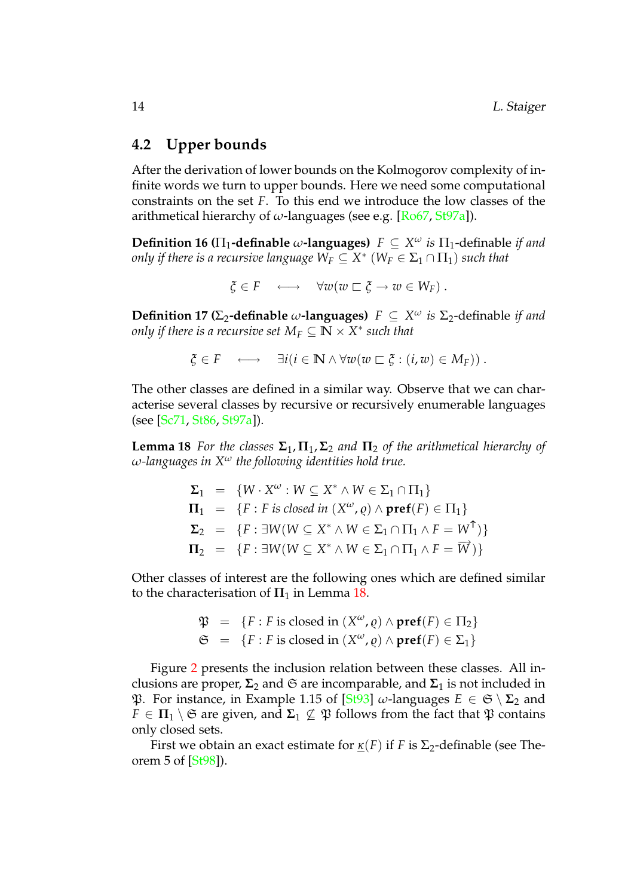## 4.2 Upper bounds

After the derivation of lower bounds on the Kolmogorov complexity of infinite words we turn to upper bounds. Here we need some computational constraints on the set $F$. To this end we introduce the low classes of the arithmetical hierarchy of $\omega$-languages (see e.g. [Ro67, St97a]).

**Definition 16 ($\Pi_1$-definable $\omega$-languages)** *$F \subseteq X^\omega$ is $\Pi_1$-definable if and only if there is a recursive language $W_F \subseteq X^*$ ($W_F \in \Sigma_1 \cap \Pi_1$) such that*

$$\xi \in F \quad \longleftrightarrow \quad \forall w (w \sqsubset \xi \to w \in W_F) \,.$$

**Definition 17 ($\Sigma_2$-definable $\omega$-languages)** *$F \subseteq X^\omega$ is $\Sigma_2$-definable if and only if there is a recursive set $M_F \subseteq \mathbb{N} \times X^*$ such that*

$$\xi \in F \quad \longleftrightarrow \quad \exists i (i \in \mathbb{N} \wedge \forall w (w \sqsubset \xi : (i, w) \in M_F)) \,.$$

The other classes are defined in a similar way. Observe that we can characterise several classes by recursive or recursively enumerable languages (see [Sc71, St86, St97a]).

**Lemma 18** *For the classes $\mathbf{\Sigma}_1, \mathbf{\Pi}_1, \mathbf{\Sigma}_2$ and $\mathbf{\Pi}_2$ of the arithmetical hierarchy of $\omega$-languages in $X^\omega$ the following identities hold true.*

$$\begin{array}{rcl}
\mathbf{\Sigma}_1 & = & \{W \cdot X^\omega : W \subseteq X^* \wedge W \in \Sigma_1 \cap \Pi_1\} \\
\mathbf{\Pi}_1 & = & \{F : F \text{ is closed in } (X^\omega, \varrho) \wedge \mathbf{pref}(F) \in \Pi_1\} \\
\mathbf{\Sigma}_2 & = & \{F : \exists W (W \subseteq X^* \wedge W \in \Sigma_1 \cap \Pi_1 \wedge F = W^\uparrow)\} \\
\mathbf{\Pi}_2 & = & \{F : \exists W (W \subseteq X^* \wedge W \in \Sigma_1 \cap \Pi_1 \wedge F = \overrightarrow{W})\}
\end{array}$$

Other classes of interest are the following ones which are defined similar to the characterisation of $\mathbf{\Pi}_1$ in Lemma 18.

$$\begin{array}{rcl}
\mathfrak{P} & = & \{F : F \text{ is closed in } (X^\omega, \varrho) \wedge \mathbf{pref}(F) \in \Pi_2\} \\
\mathfrak{S} & = & \{F : F \text{ is closed in } (X^\omega, \varrho) \wedge \mathbf{pref}(F) \in \Sigma_1\}
\end{array}$$

Figure 2 presents the inclusion relation between these classes. All inclusions are proper, $\mathbf{\Sigma}_2$ and $\mathfrak{S}$ are incomparable, and $\mathbf{\Sigma}_1$ is not included in $\mathfrak{P}$. For instance, in Example 1.15 of [St93] $\omega$-languages $E \in \mathfrak{S} \setminus \mathbf{\Sigma}_2$ and $F \in \mathbf{\Pi}_1 \setminus \mathfrak{S}$ are given, and $\mathbf{\Sigma}_1 \not\subseteq \mathfrak{P}$ follows from the fact that $\mathfrak{P}$ contains only closed sets.

First we obtain an exact estimate for $\underline{\kappa}(F)$ if $F$ is $\Sigma_2$-definable (see Theorem 5 of [St98]).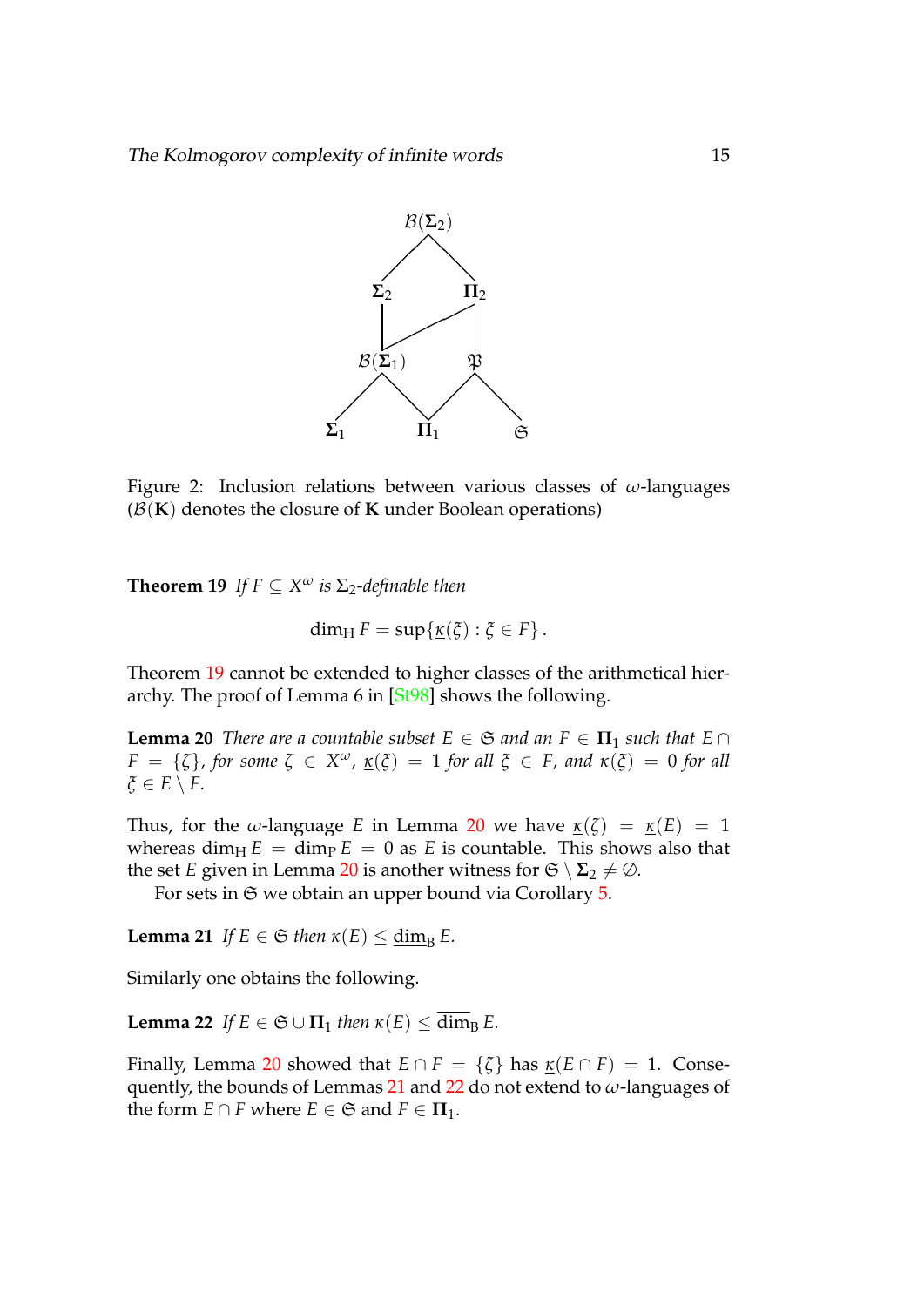Figure 2: Inclusion relations between various classes of $\omega$-languages ($\mathcal{B}(\mathbf{K})$ denotes the closure of $\mathbf{K}$ under Boolean operations)

**Theorem 19** *If $F \subseteq X^\omega$ is $\Sigma_2$-definable then*

$$\dim_{\mathrm{H}} F = \sup\{\underline{\kappa}(\xi) : \xi \in F\}\,.$$

Theorem 19 cannot be extended to higher classes of the arithmetical hierarchy. The proof of Lemma 6 in [St98] shows the following.

**Lemma 20** *There are a countable subset $E \in \mathfrak{S}$ and an $F \in \mathbf{\Pi}_1$ such that $E \cap F = \{\zeta\}$, for some $\zeta \in X^\omega$, $\underline{\kappa}(\xi) = 1$ for all $\xi \in F$, and $\kappa(\xi) = 0$ for all $\xi \in E \setminus F$.*

Thus, for the $\omega$-language $E$ in Lemma 20 we have $\underline{\kappa}(\zeta) = \underline{\kappa}(E) = 1$ whereas $\dim_{\mathrm{H}} E = \dim_{\mathrm{P}} E = 0$ as $E$ is countable. This shows also that the set $E$ given in Lemma 20 is another witness for $\mathfrak{S} \setminus \mathbf{\Sigma}_2 \neq \emptyset$.

For sets in $\mathfrak{S}$ we obtain an upper bound via Corollary 5.

**Lemma 21** *If $E \in \mathfrak{S}$ then $\underline{\kappa}(E) \leq \underline{\dim}_{\mathrm{B}} E$.*

Similarly one obtains the following.

**Lemma 22** *If $E \in \mathfrak{S} \cup \mathbf{\Pi}_1$ then $\kappa(E) \leq \overline{\dim}_{\mathrm{B}} E$.*

Finally, Lemma 20 showed that $E \cap F = \{\zeta\}$ has $\underline{\kappa}(E \cap F) = 1$. Consequently, the bounds of Lemmas 21 and 22 do not extend to $\omega$-languages of the form $E \cap F$ where $E \in \mathfrak{S}$ and $F \in \mathbf{\Pi}_1$.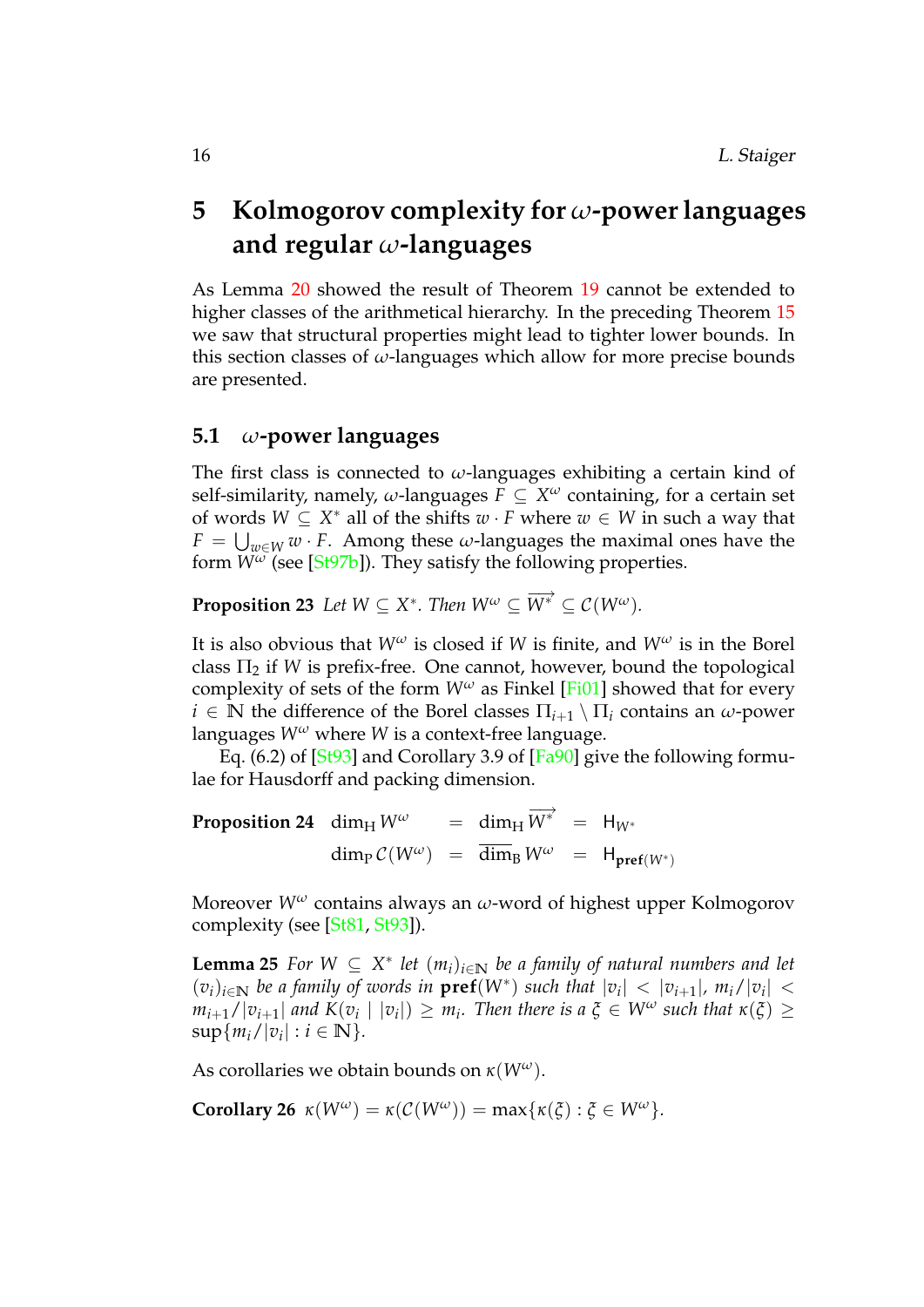## 5 Kolmogorov complexity for $\omega$-power languages and regular $\omega$-languages

As Lemma 20 showed the result of Theorem 19 cannot be extended to higher classes of the arithmetical hierarchy. In the preceding Theorem 15 we saw that structural properties might lead to tighter lower bounds. In this section classes of $\omega$-languages which allow for more precise bounds are presented.

### 5.1 $\omega$-power languages

The first class is connected to $\omega$-languages exhibiting a certain kind of self-similarity, namely, $\omega$-languages $F \subseteq X^\omega$ containing, for a certain set of words $W \subseteq X^*$ all of the shifts $w \cdot F$ where $w \in W$ in such a way that $F = \bigcup_{w \in W} w \cdot F$. Among these $\omega$-languages the maximal ones have the form $W^\omega$ (see [St97b]). They satisfy the following properties.

**Proposition 23** *Let $W \subseteq X^*$. Then $W^\omega \subseteq \overrightarrow{W^*} \subseteq \mathcal{C}(W^\omega)$.*

It is also obvious that $W^\omega$ is closed if $W$ is finite, and $W^\omega$ is in the Borel class $\Pi_2$ if $W$ is prefix-free. One cannot, however, bound the topological complexity of sets of the form $W^\omega$ as Finkel [Fi01] showed that for every $i \in \mathbb{N}$ the difference of the Borel classes $\Pi_{i+1} \setminus \Pi_i$ contains an $\omega$-power languages $W^\omega$ where $W$ is a context-free language.

Eq. (6.2) of [St93] and Corollary 3.9 of [Fa90] give the following formulae for Hausdorff and packing dimension.

**Proposition 24**
$$\begin{aligned} \dim_{\mathrm{H}} W^\omega &= \dim_{\mathrm{H}} \overrightarrow{W^*} &= \mathsf{H}_{W^*} \\ \dim_{\mathrm{P}} \mathcal{C}(W^\omega) &= \overline{\dim}_{\mathrm{B}} W^\omega &= \mathsf{H}_{\mathbf{pref}(W^*)} \end{aligned}$$

Moreover $W^\omega$ contains always an $\omega$-word of highest upper Kolmogorov complexity (see [St81, St93]).

**Lemma 25** *For $W \subseteq X^*$ let $(m_i)_{i \in \mathbb{N}}$ be a family of natural numbers and let $(v_i)_{i \in \mathbb{N}}$ be a family of words in $\mathbf{pref}(W^*)$ such that $|v_i| < |v_{i+1}|$, $m_i/|v_i| < m_{i+1}/|v_{i+1}|$ and $K(v_i \mid |v_i|) \geq m_i$. Then there is a $\xi \in W^\omega$ such that $\kappa(\xi) \geq \sup\{m_i/|v_i| : i \in \mathbb{N}\}$.*

As corollaries we obtain bounds on $\kappa(W^\omega)$.

**Corollary 26** $\kappa(W^\omega) = \kappa(\mathcal{C}(W^\omega)) = \max\{\kappa(\xi) : \xi \in W^\omega\}$.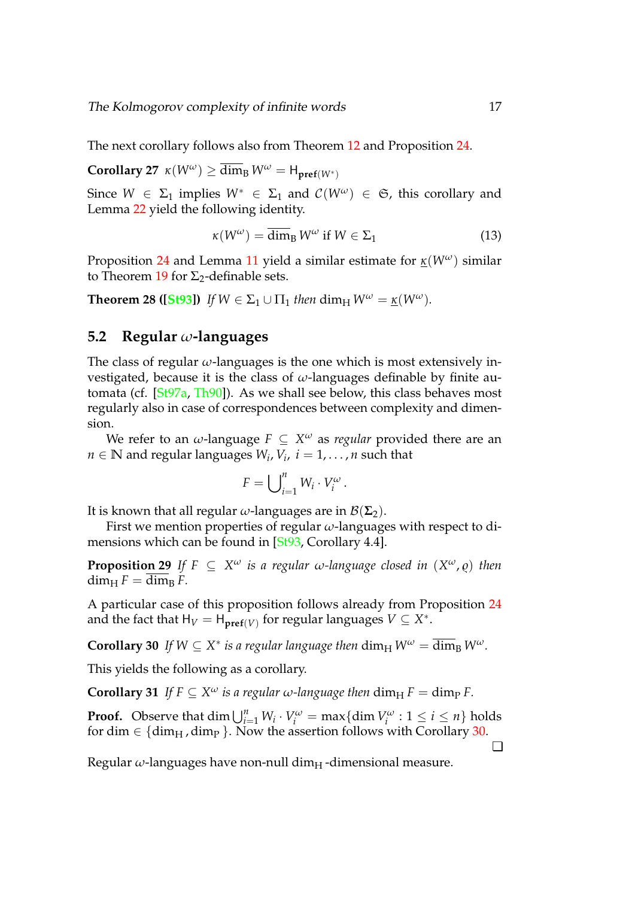The next corollary follows also from Theorem 12 and Proposition 24.

**Corollary 27** $\kappa(W^\omega) \geq \overline{\dim}_{\mathrm{B}}\, W^\omega = \mathsf{H}_{\mathbf{pref}(W^*)}$

Since $W \in \Sigma_1$ implies $W^* \in \Sigma_1$ and $\mathcal{C}(W^\omega) \in \mathfrak{S}$, this corollary and Lemma 22 yield the following identity.

$$\kappa(W^\omega) = \overline{\dim}_{\mathrm{B}}\, W^\omega \text{ if } W \in \Sigma_1 \tag{13}$$

Proposition 24 and Lemma 11 yield a similar estimate for $\underline{\kappa}(W^\omega)$ similar to Theorem 19 for $\Sigma_2$-definable sets.

**Theorem 28 ([St93])** *If $W \in \Sigma_1 \cup \Pi_1$ then $\dim_{\mathrm{H}} W^\omega = \underline{\kappa}(W^\omega)$.*

## 5.2 Regular $\omega$-languages

The class of regular $\omega$-languages is the one which is most extensively investigated, because it is the class of $\omega$-languages definable by finite automata (cf. [St97a, Th90]). As we shall see below, this class behaves most regularly also in case of correspondences between complexity and dimension.

We refer to an $\omega$-language $F \subseteq X^\omega$ as *regular* provided there are an $n \in \mathbb{N}$ and regular languages $W_i, V_i$, $i = 1, \ldots, n$ such that

$$F = \bigcup\nolimits_{i=1}^{n} W_i \cdot V_i^\omega .$$

It is known that all regular $\omega$-languages are in $\mathcal{B}(\mathbf{\Sigma}_2)$.

First we mention properties of regular $\omega$-languages with respect to dimensions which can be found in [St93, Corollary 4.4].

**Proposition 29** *If $F \subseteq X^\omega$ is a regular $\omega$-language closed in $(X^\omega, \varrho)$ then $\dim_{\mathrm{H}} F = \overline{\dim}_{\mathrm{B}} F$.*

A particular case of this proposition follows already from Proposition 24 and the fact that $\mathsf{H}_V = \mathsf{H}_{\mathbf{pref}(V)}$ for regular languages $V \subseteq X^*$.

**Corollary 30** *If $W \subseteq X^*$ is a regular language then $\dim_{\mathrm{H}} W^\omega = \overline{\dim}_{\mathrm{B}}\, W^\omega$.*

This yields the following as a corollary.

**Corollary 31** *If $F \subseteq X^\omega$ is a regular $\omega$-language then $\dim_{\mathrm{H}} F = \dim_{\mathrm{P}} F$.*

**Proof.** Observe that $\dim \bigcup_{i=1}^{n} W_i \cdot V_i^\omega = \max\{\dim V_i^\omega : 1 \leq i \leq n\}$ holds for $\dim \in \{\dim_{\mathrm{H}}, \dim_{\mathrm{P}}\}$. Now the assertion follows with Corollary 30. ❑

Regular $\omega$-languages have non-null $\dim_{\mathrm{H}}$-dimensional measure.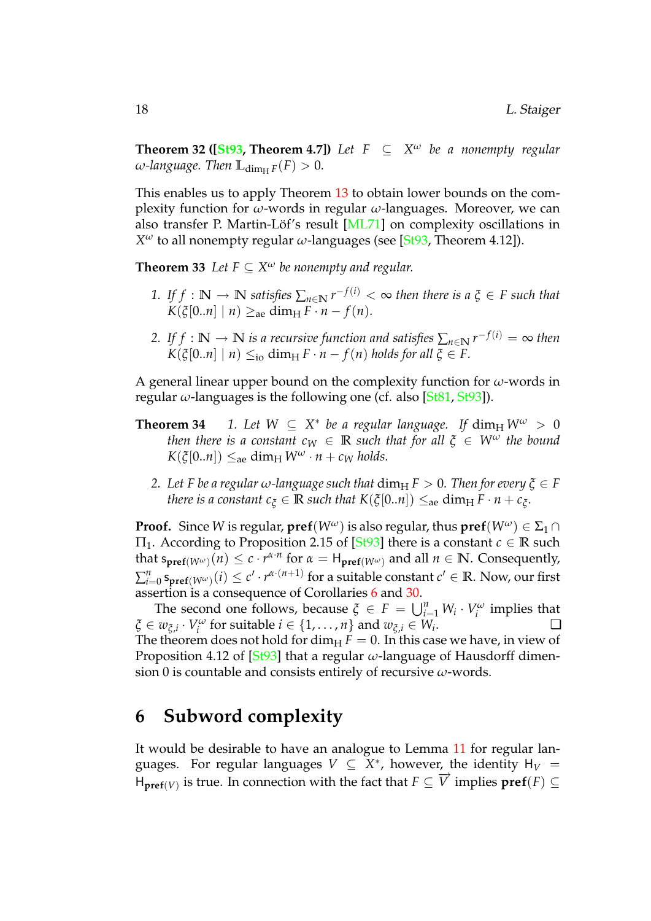**Theorem 32 ([St93, Theorem 4.7])** *Let $F \subseteq X^\omega$ be a nonempty regular $\omega$-language. Then $\mathbb{L}_{\dim_{\mathrm{H}} F}(F) > 0$.*

This enables us to apply Theorem 13 to obtain lower bounds on the complexity function for $\omega$-words in regular $\omega$-languages. Moreover, we can also transfer P. Martin-Löf's result [ML71] on complexity oscillations in $X^\omega$ to all nonempty regular $\omega$-languages (see [St93, Theorem 4.12]).

**Theorem 33** *Let $F \subseteq X^\omega$ be nonempty and regular.*

1. *If $f : \mathbb{N} \to \mathbb{N}$ satisfies $\sum_{n\in\mathbb{N}} r^{-f(i)} < \infty$ then there is a $\xi \in F$ such that $K(\xi[0..n] \mid n) \geq_{\mathrm{ae}} \dim_{\mathrm{H}} F \cdot n - f(n)$.*
2. *If $f : \mathbb{N} \to \mathbb{N}$ is a recursive function and satisfies $\sum_{n\in\mathbb{N}} r^{-f(i)} = \infty$ then $K(\xi[0..n] \mid n) \leq_{\mathrm{io}} \dim_{\mathrm{H}} F \cdot n - f(n)$ holds for all $\xi \in F$.*

A general linear upper bound on the complexity function for $\omega$-words in regular $\omega$-languages is the following one (cf. also [St81, St93]).

**Theorem 34**

1. *Let $W \subseteq X^*$ be a regular language. If $\dim_{\mathrm{H}} W^\omega > 0$ then there is a constant $c_W \in \mathbb{R}$ such that for all $\xi \in W^\omega$ the bound $K(\xi[0..n]) \leq_{\mathrm{ae}} \dim_{\mathrm{H}} W^\omega \cdot n + c_W$ holds.*
2. *Let $F$ be a regular $\omega$-language such that $\dim_{\mathrm{H}} F > 0$. Then for every $\xi \in F$ there is a constant $c_\xi \in \mathbb{R}$ such that $K(\xi[0..n]) \leq_{\mathrm{ae}} \dim_{\mathrm{H}} F \cdot n + c_\xi$.*

**Proof.** Since $W$ is regular, $\mathbf{pref}(W^\omega)$ is also regular, thus $\mathbf{pref}(W^\omega) \in \Sigma_1 \cap \Pi_1$. According to Proposition 2.15 of [St93] there is a constant $c \in \mathbb{R}$ such that $\mathsf{s}_{\mathbf{pref}(W^\omega)}(n) \leq c \cdot r^{\alpha \cdot n}$ for $\alpha = \mathsf{H}_{\mathbf{pref}(W^\omega)}$ and all $n \in \mathbb{N}$. Consequently, $\sum_{i=0}^{n} \mathsf{s}_{\mathbf{pref}(W^\omega)}(i) \leq c' \cdot r^{\alpha\cdot(n+1)}$ for a suitable constant $c' \in \mathbb{R}$. Now, our first assertion is a consequence of Corollaries 6 and 30.

The second one follows, because $\xi \in F = \bigcup_{i=1}^{n} W_i \cdot V_i^\omega$ implies that $\xi \in w_{\xi,i} \cdot V_i^\omega$ for suitable $i \in \{1,\ldots,n\}$ and $w_{\xi,i} \in W_i$. ❑

The theorem does not hold for $\dim_{\mathrm{H}} F = 0$. In this case we have, in view of Proposition 4.12 of [St93] that a regular $\omega$-language of Hausdorff dimension 0 is countable and consists entirely of recursive $\omega$-words.

## 6 Subword complexity

It would be desirable to have an analogue to Lemma 11 for regular languages. For regular languages $V \subseteq X^*$, however, the identity $\mathsf{H}_V = \mathsf{H}_{\mathbf{pref}(V)}$ is true. In connection with the fact that $F \subseteq \overrightarrow{V}$ implies $\mathbf{pref}(F) \subseteq$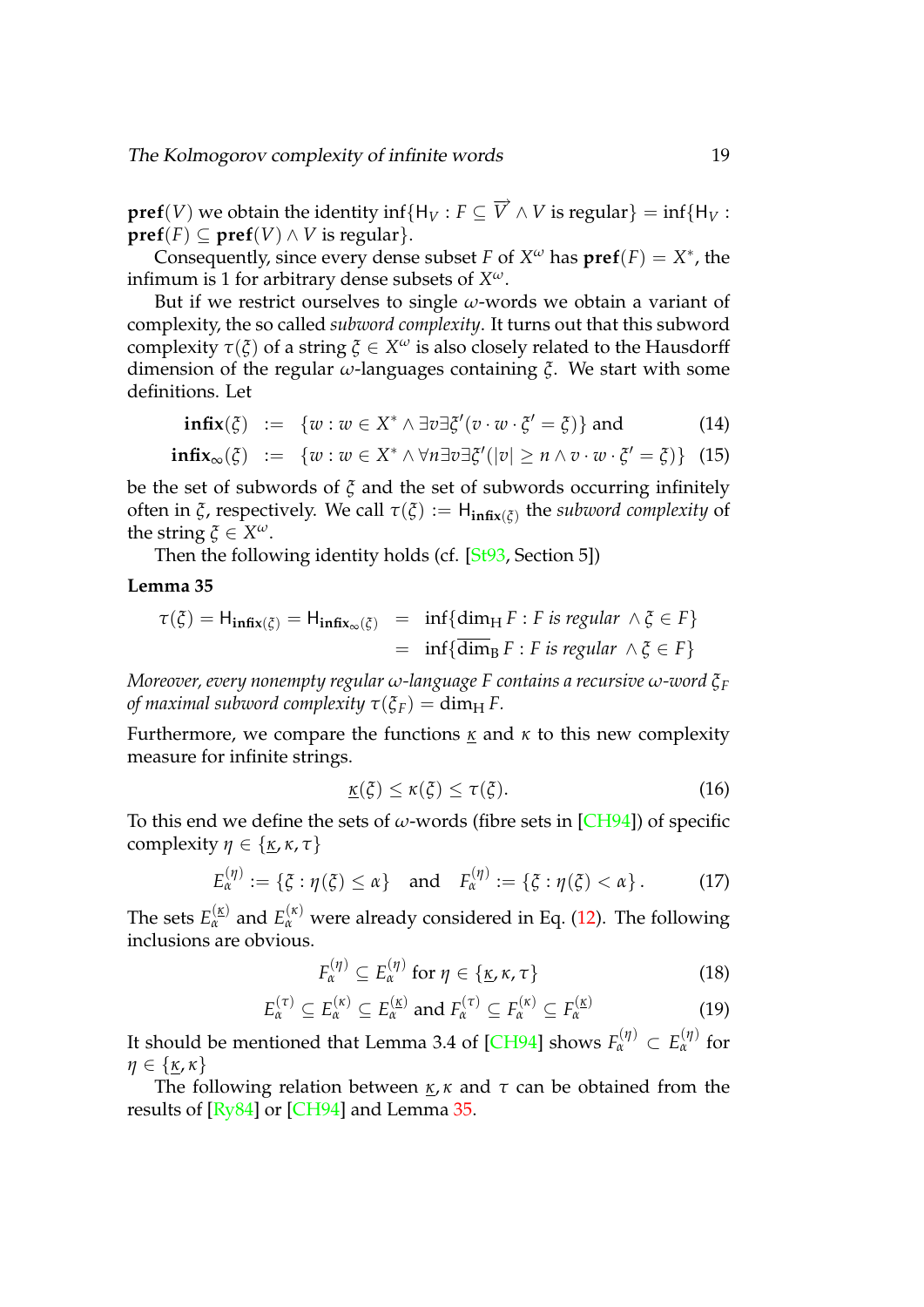$\mathbf{pref}(V)$ we obtain the identity $\inf\{\mathsf{H}_V : F \subseteq \overrightarrow{V} \wedge V \text{ is regular}\} = \inf\{\mathsf{H}_V : \mathbf{pref}(F) \subseteq \mathbf{pref}(V) \wedge V \text{ is regular}\}$.

Consequently, since every dense subset $F$ of $X^\omega$ has $\mathbf{pref}(F) = X^*$, the infimum is 1 for arbitrary dense subsets of $X^\omega$.

But if we restrict ourselves to single $\omega$-words we obtain a variant of complexity, the so called *subword complexity*. It turns out that this subword complexity $\tau(\xi)$ of a string $\xi \in X^\omega$ is also closely related to the Hausdorff dimension of the regular $\omega$-languages containing $\xi$. We start with some definitions. Let

$$\mathbf{infix}(\xi) \;:=\; \{w : w \in X^* \wedge \exists v \exists \xi' (v \cdot w \cdot \xi' = \xi)\} \text{ and} \tag{14}$$

$$\mathbf{infix}_\infty(\xi) \;:=\; \{w : w \in X^* \wedge \forall n \exists v \exists \xi' (|v| \geq n \wedge v \cdot w \cdot \xi' = \xi)\} \tag{15}$$

be the set of subwords of $\xi$ and the set of subwords occurring infinitely often in $\xi$, respectively. We call $\tau(\xi) := \mathsf{H}_{\mathbf{infix}(\xi)}$ the *subword complexity* of the string $\xi \in X^\omega$.

Then the following identity holds (cf. [St93, Section 5])

**Lemma 35**

$$\begin{aligned}
\tau(\xi) = \mathsf{H}_{\mathbf{infix}(\xi)} = \mathsf{H}_{\mathbf{infix}_\infty(\xi)} &= \inf\{\dim_{\mathrm{H}} F : F \textit{ is regular } \wedge \xi \in F\} \\
&= \inf\{\overline{\dim}_{\mathrm{B}} F : F \textit{ is regular } \wedge \xi \in F\}
\end{aligned}$$

*Moreover, every nonempty regular $\omega$-language $F$ contains a recursive $\omega$-word $\xi_F$ of maximal subword complexity $\tau(\xi_F) = \dim_{\mathrm{H}} F$.*

Furthermore, we compare the functions $\underline{\kappa}$ and $\kappa$ to this new complexity measure for infinite strings.

$$\underline{\kappa}(\xi) \leq \kappa(\xi) \leq \tau(\xi). \tag{16}$$

To this end we define the sets of $\omega$-words (fibre sets in [CH94]) of specific complexity $\eta \in \{\underline{\kappa}, \kappa, \tau\}$

$$E_\alpha^{(\eta)} := \{\xi : \eta(\xi) \leq \alpha\} \quad \text{and} \quad F_\alpha^{(\eta)} := \{\xi : \eta(\xi) < \alpha\}\,. \tag{17}$$

The sets $E_\alpha^{(\underline{\kappa})}$ and $E_\alpha^{(\kappa)}$ were already considered in Eq. (12). The following inclusions are obvious.

$$F_\alpha^{(\eta)} \subseteq E_\alpha^{(\eta)} \text{ for } \eta \in \{\underline{\kappa}, \kappa, \tau\} \tag{18}$$

$$E_\alpha^{(\tau)} \subseteq E_\alpha^{(\kappa)} \subseteq E_\alpha^{(\underline{\kappa})} \text{ and } F_\alpha^{(\tau)} \subseteq F_\alpha^{(\kappa)} \subseteq F_\alpha^{(\underline{\kappa})} \tag{19}$$

It should be mentioned that Lemma 3.4 of [CH94] shows $F_\alpha^{(\eta)} \subset E_\alpha^{(\eta)}$ for $\eta \in \{\underline{\kappa}, \kappa\}$

The following relation between $\underline{\kappa}, \kappa$ and $\tau$ can be obtained from the results of [Ry84] or [CH94] and Lemma 35.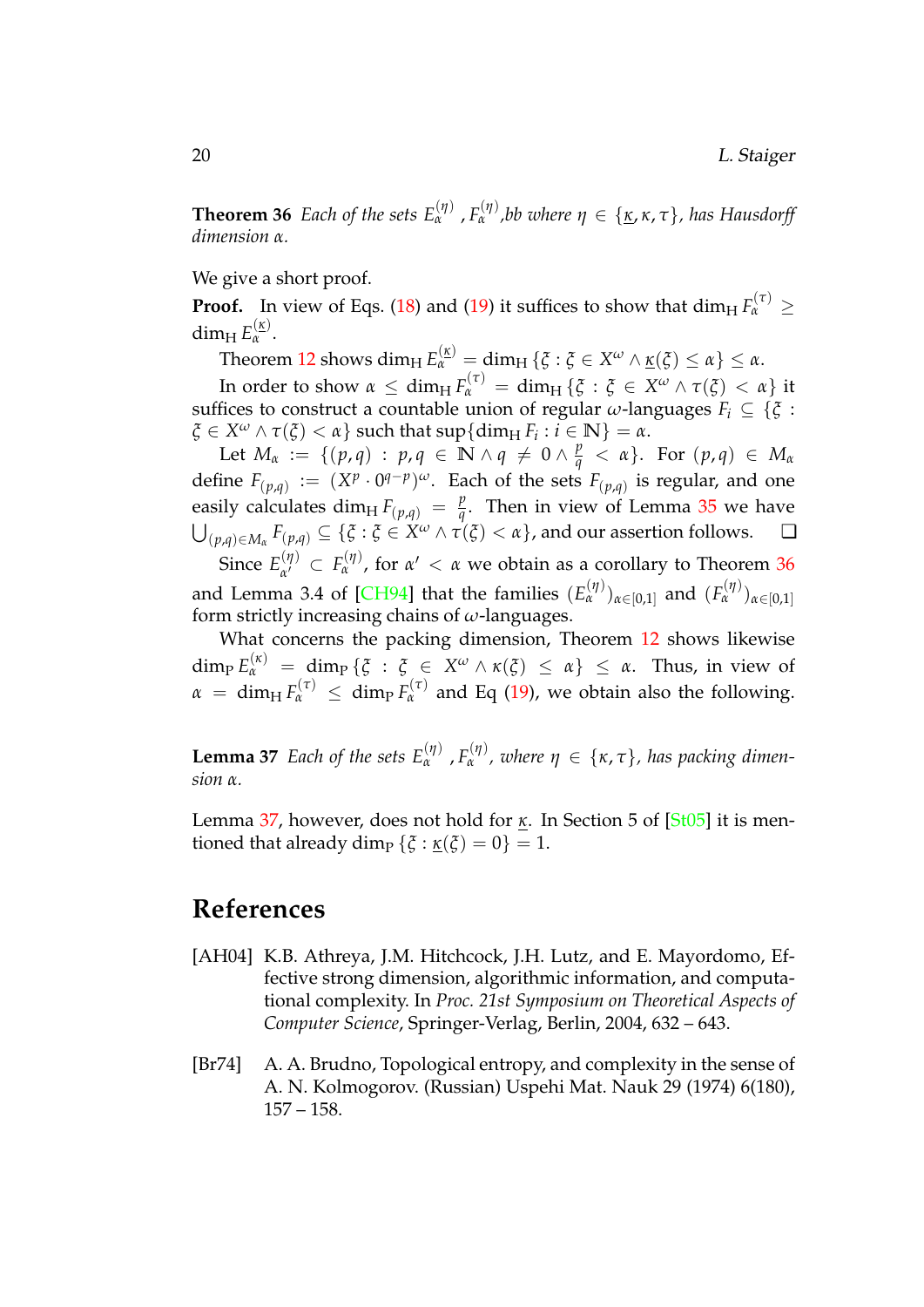**Theorem 36** *Each of the sets $E_\alpha^{(\eta)}$ , $F_\alpha^{(\eta)}$,bb where $\eta \in \{\underline{\kappa}, \kappa, \tau\}$, has Hausdorff dimension $\alpha$.*

We give a short proof.

**Proof.** In view of Eqs. (18) and (19) it suffices to show that $\dim_H F_\alpha^{(\tau)} \geq \dim_H E_\alpha^{(\underline{\kappa})}$.

Theorem 12 shows $\dim_H E_\alpha^{(\underline{\kappa})} = \dim_H \{\xi : \xi \in X^\omega \wedge \underline{\kappa}(\xi) \leq \alpha\} \leq \alpha$.

In order to show $\alpha \leq \dim_H F_\alpha^{(\tau)} = \dim_H \{\xi : \xi \in X^\omega \wedge \tau(\xi) < \alpha\}$ it suffices to construct a countable union of regular $\omega$-languages $F_i \subseteq \{\xi : \xi \in X^\omega \wedge \tau(\xi) < \alpha\}$ such that $\sup\{\dim_H F_i : i \in \mathbb{N}\} = \alpha$.

Let $M_\alpha := \{(p,q) : p,q \in \mathbb{N} \wedge q \neq 0 \wedge \frac{p}{q} < \alpha\}$. For $(p,q) \in M_\alpha$ define $F_{(p,q)} := (X^p \cdot 0^{q-p})^\omega$. Each of the sets $F_{(p,q)}$ is regular, and one easily calculates $\dim_H F_{(p,q)} = \frac{p}{q}$. Then in view of Lemma 35 we have $\bigcup_{(p,q)\in M_\alpha} F_{(p,q)} \subseteq \{\xi : \xi \in X^\omega \wedge \tau(\xi) < \alpha\}$, and our assertion follows. ❑

Since $E_{\alpha'}^{(\eta)} \subset F_\alpha^{(\eta)}$, for $\alpha' < \alpha$ we obtain as a corollary to Theorem 36 and Lemma 3.4 of [CH94] that the families $(E_\alpha^{(\eta)})_{\alpha\in[0,1]}$ and $(F_\alpha^{(\eta)})_{\alpha\in[0,1]}$ form strictly increasing chains of $\omega$-languages.

What concerns the packing dimension, Theorem 12 shows likewise $\dim_P E_\alpha^{(\kappa)} = \dim_P \{\xi : \xi \in X^\omega \wedge \kappa(\xi) \leq \alpha\} \leq \alpha$. Thus, in view of $\alpha = \dim_H F_\alpha^{(\tau)} \leq \dim_P F_\alpha^{(\tau)}$ and Eq (19), we obtain also the following.

**Lemma 37** *Each of the sets $E_\alpha^{(\eta)}$ , $F_\alpha^{(\eta)}$, where $\eta \in \{\kappa, \tau\}$, has packing dimension $\alpha$.*

Lemma 37, however, does not hold for $\underline{\kappa}$. In Section 5 of [St05] it is mentioned that already $\dim_P \{\xi : \underline{\kappa}(\xi) = 0\} = 1$.

## References

[AH04] K.B. Athreya, J.M. Hitchcock, J.H. Lutz, and E. Mayordomo, Effective strong dimension, algorithmic information, and computational complexity. In *Proc. 21st Symposium on Theoretical Aspects of Computer Science*, Springer-Verlag, Berlin, 2004, 632 – 643.

[Br74] A. A. Brudno, Topological entropy, and complexity in the sense of A. N. Kolmogorov. (Russian) Uspehi Mat. Nauk 29 (1974) 6(180), 157 – 158.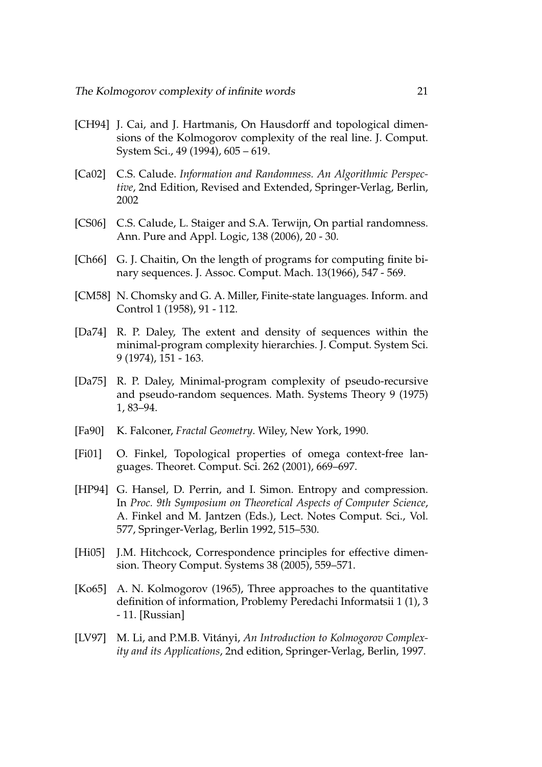[CH94] J. Cai, and J. Hartmanis, On Hausdorff and topological dimensions of the Kolmogorov complexity of the real line. J. Comput. System Sci., 49 (1994), 605 – 619.

[Ca02] C.S. Calude. *Information and Randomness. An Algorithmic Perspective*, 2nd Edition, Revised and Extended, Springer-Verlag, Berlin, 2002

[CS06] C.S. Calude, L. Staiger and S.A. Terwijn, On partial randomness. Ann. Pure and Appl. Logic, 138 (2006), 20 - 30.

[Ch66] G. J. Chaitin, On the length of programs for computing finite binary sequences. J. Assoc. Comput. Mach. 13(1966), 547 - 569.

[CM58] N. Chomsky and G. A. Miller, Finite-state languages. Inform. and Control 1 (1958), 91 - 112.

[Da74] R. P. Daley, The extent and density of sequences within the minimal-program complexity hierarchies. J. Comput. System Sci. 9 (1974), 151 - 163.

[Da75] R. P. Daley, Minimal-program complexity of pseudo-recursive and pseudo-random sequences. Math. Systems Theory 9 (1975) 1, 83–94.

[Fa90] K. Falconer, *Fractal Geometry*. Wiley, New York, 1990.

[Fi01] O. Finkel, Topological properties of omega context-free languages. Theoret. Comput. Sci. 262 (2001), 669–697.

[HP94] G. Hansel, D. Perrin, and I. Simon. Entropy and compression. In *Proc. 9th Symposium on Theoretical Aspects of Computer Science*, A. Finkel and M. Jantzen (Eds.), Lect. Notes Comput. Sci., Vol. 577, Springer-Verlag, Berlin 1992, 515–530.

[Hi05] J.M. Hitchcock, Correspondence principles for effective dimension. Theory Comput. Systems 38 (2005), 559–571.

[Ko65] A. N. Kolmogorov (1965), Three approaches to the quantitative definition of information, Problemy Peredachi Informatsii 1 (1), 3 - 11. [Russian]

[LV97] M. Li, and P.M.B. Vitányi, *An Introduction to Kolmogorov Complexity and its Applications*, 2nd edition, Springer-Verlag, Berlin, 1997.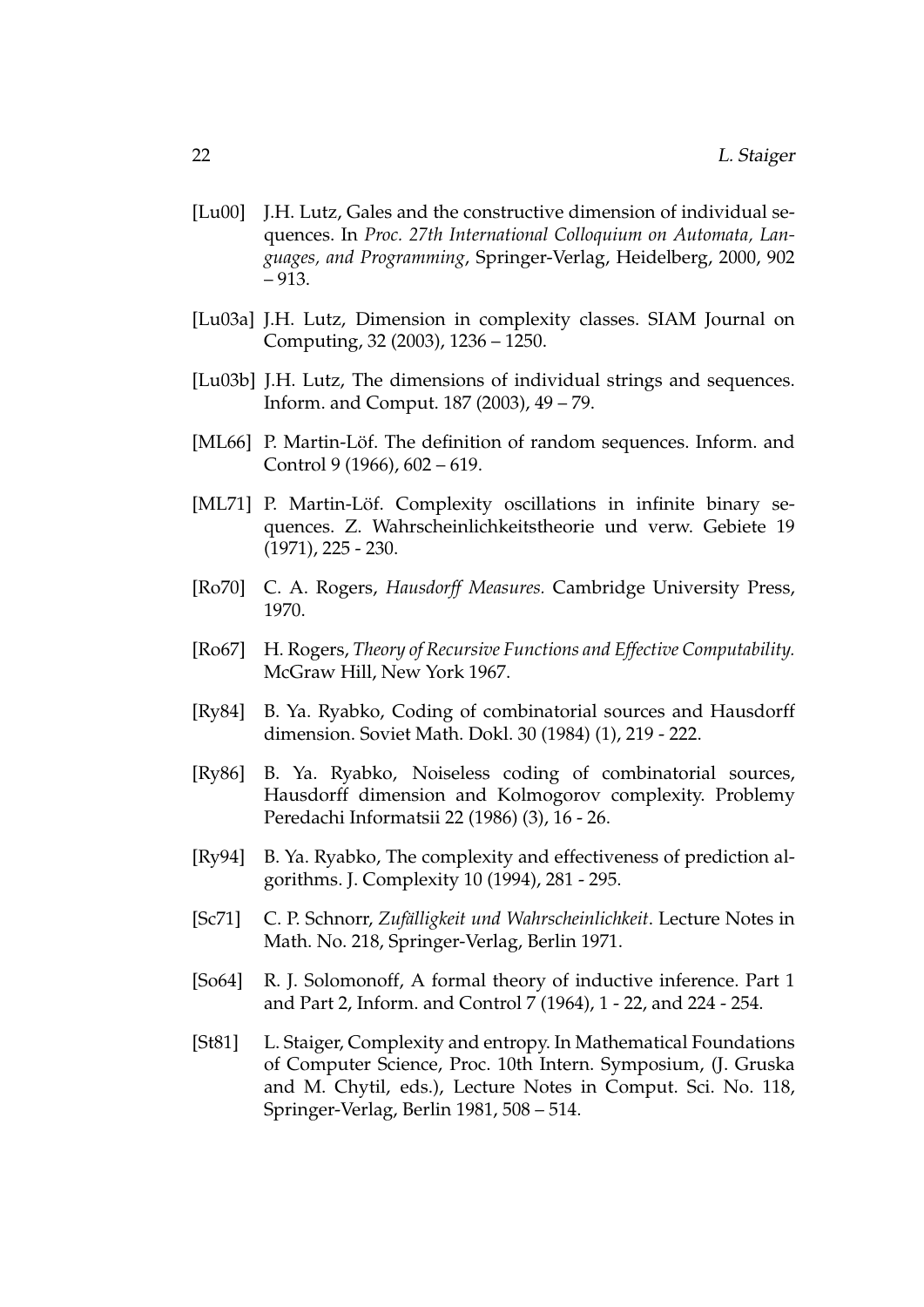[Lu00] J.H. Lutz, Gales and the constructive dimension of individual sequences. In *Proc. 27th International Colloquium on Automata, Languages, and Programming*, Springer-Verlag, Heidelberg, 2000, 902 – 913.

[Lu03a] J.H. Lutz, Dimension in complexity classes. SIAM Journal on Computing, 32 (2003), 1236 – 1250.

[Lu03b] J.H. Lutz, The dimensions of individual strings and sequences. Inform. and Comput. 187 (2003), 49 – 79.

[ML66] P. Martin-Löf. The definition of random sequences. Inform. and Control 9 (1966), 602 – 619.

[ML71] P. Martin-Löf. Complexity oscillations in infinite binary sequences. Z. Wahrscheinlichkeitstheorie und verw. Gebiete 19 (1971), 225 - 230.

[Ro70] C. A. Rogers, *Hausdorff Measures.* Cambridge University Press, 1970.

[Ro67] H. Rogers, *Theory of Recursive Functions and Effective Computability.* McGraw Hill, New York 1967.

[Ry84] B. Ya. Ryabko, Coding of combinatorial sources and Hausdorff dimension. Soviet Math. Dokl. 30 (1984) (1), 219 - 222.

[Ry86] B. Ya. Ryabko, Noiseless coding of combinatorial sources, Hausdorff dimension and Kolmogorov complexity. Problemy Peredachi Informatsii 22 (1986) (3), 16 - 26.

[Ry94] B. Ya. Ryabko, The complexity and effectiveness of prediction algorithms. J. Complexity 10 (1994), 281 - 295.

[Sc71] C. P. Schnorr, *Zufälligkeit und Wahrscheinlichkeit*. Lecture Notes in Math. No. 218, Springer-Verlag, Berlin 1971.

[So64] R. J. Solomonoff, A formal theory of inductive inference. Part 1 and Part 2, Inform. and Control 7 (1964), 1 - 22, and 224 - 254.

[St81] L. Staiger, Complexity and entropy. In Mathematical Foundations of Computer Science, Proc. 10th Intern. Symposium, (J. Gruska and M. Chytil, eds.), Lecture Notes in Comput. Sci. No. 118, Springer-Verlag, Berlin 1981, 508 – 514.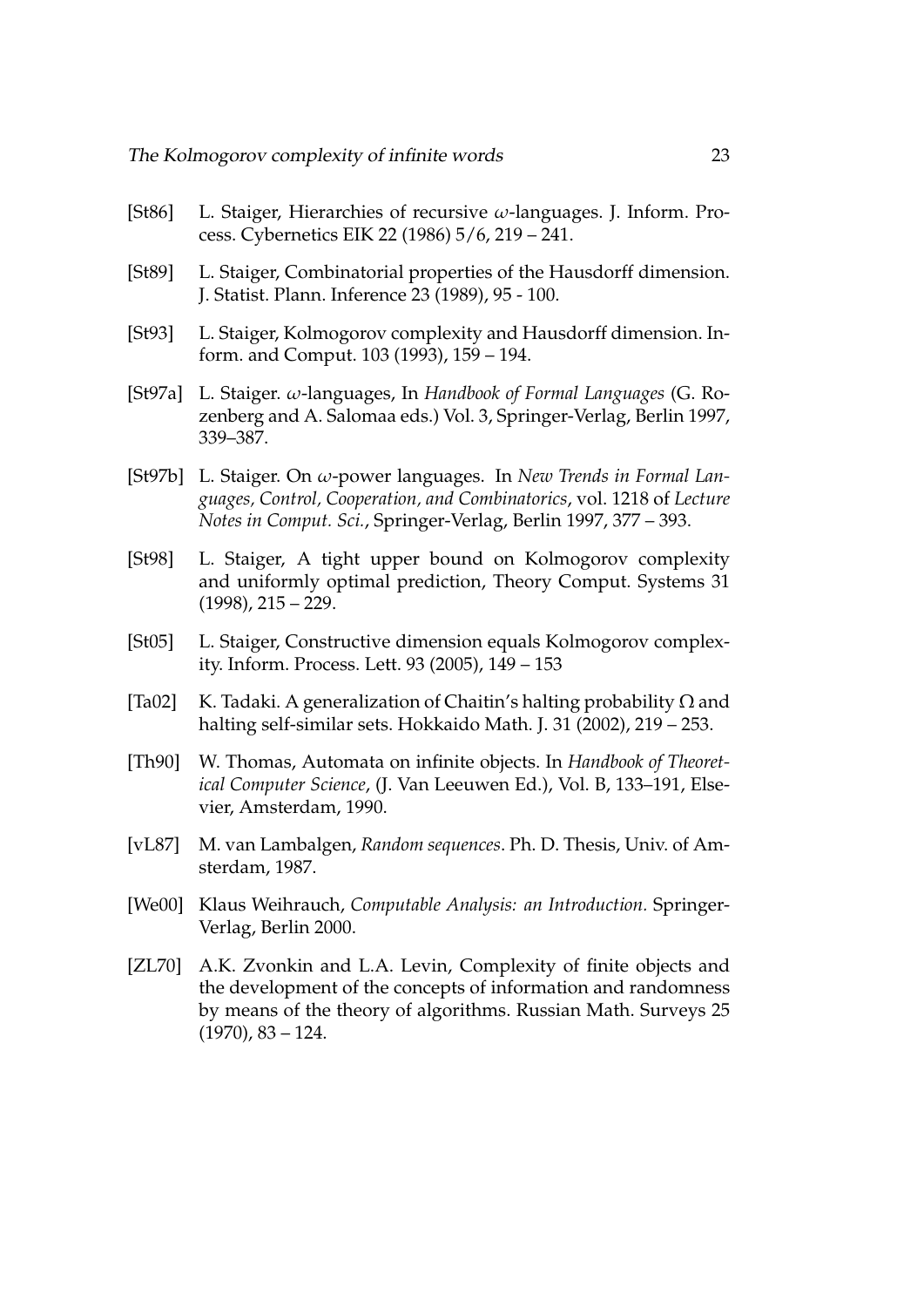[St86] L. Staiger, Hierarchies of recursive $\omega$-languages. J. Inform. Process. Cybernetics EIK 22 (1986) 5/6, 219 – 241.

[St89] L. Staiger, Combinatorial properties of the Hausdorff dimension. J. Statist. Plann. Inference 23 (1989), 95 - 100.

[St93] L. Staiger, Kolmogorov complexity and Hausdorff dimension. Inform. and Comput. 103 (1993), 159 – 194.

[St97a] L. Staiger. $\omega$-languages, In *Handbook of Formal Languages* (G. Rozenberg and A. Salomaa eds.) Vol. 3, Springer-Verlag, Berlin 1997, 339–387.

[St97b] L. Staiger. On $\omega$-power languages. In *New Trends in Formal Languages, Control, Cooperation, and Combinatorics*, vol. 1218 of *Lecture Notes in Comput. Sci.*, Springer-Verlag, Berlin 1997, 377 – 393.

[St98] L. Staiger, A tight upper bound on Kolmogorov complexity and uniformly optimal prediction, Theory Comput. Systems 31 (1998), 215 – 229.

[St05] L. Staiger, Constructive dimension equals Kolmogorov complexity. Inform. Process. Lett. 93 (2005), 149 – 153

[Ta02] K. Tadaki. A generalization of Chaitin's halting probability $\Omega$ and halting self-similar sets. Hokkaido Math. J. 31 (2002), 219 – 253.

[Th90] W. Thomas, Automata on infinite objects. In *Handbook of Theoretical Computer Science*, (J. Van Leeuwen Ed.), Vol. B, 133–191, Elsevier, Amsterdam, 1990.

[vL87] M. van Lambalgen, *Random sequences*. Ph. D. Thesis, Univ. of Amsterdam, 1987.

[We00] Klaus Weihrauch, *Computable Analysis: an Introduction.* Springer-Verlag, Berlin 2000.

[ZL70] A.K. Zvonkin and L.A. Levin, Complexity of finite objects and the development of the concepts of information and randomness by means of the theory of algorithms. Russian Math. Surveys 25 (1970), 83 – 124.